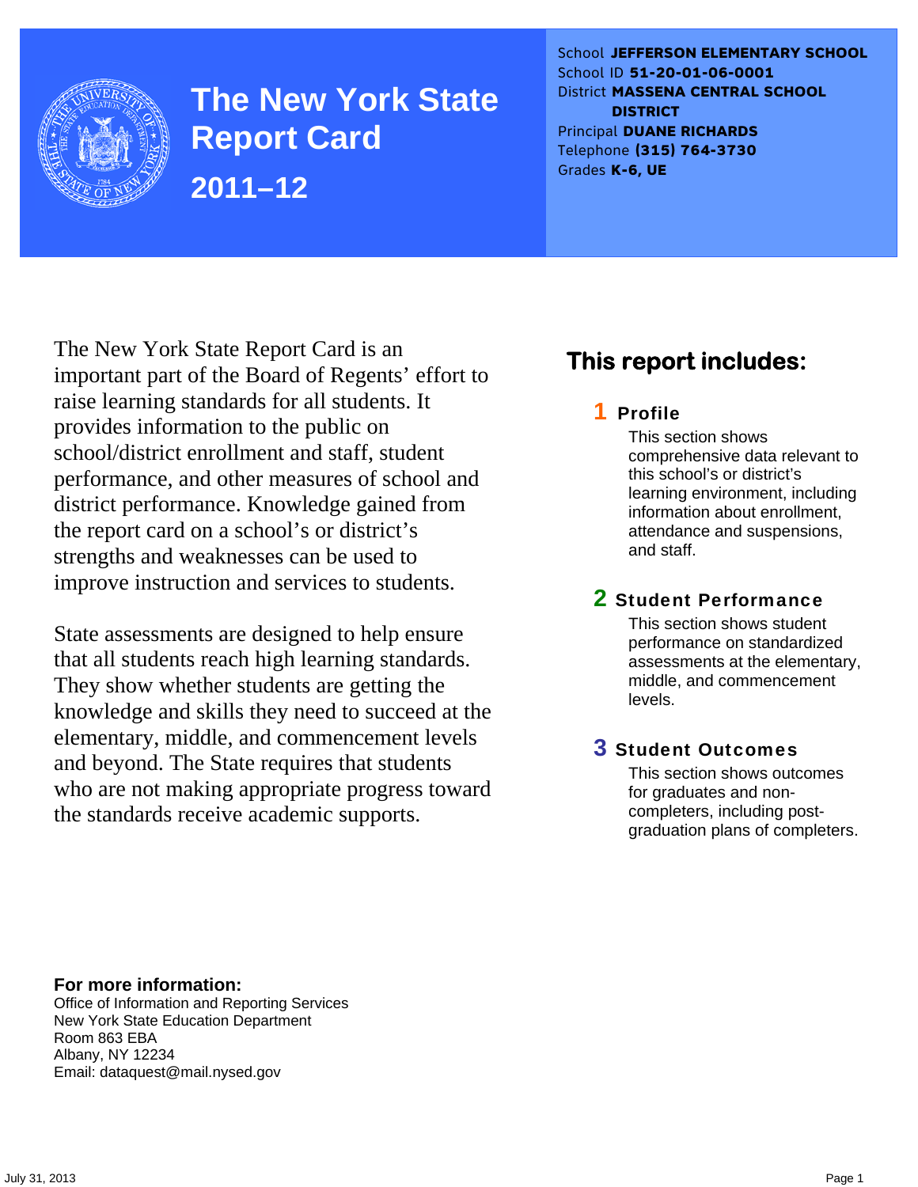# The New York State Report Card

## 2011–12

School **JEFFERSON ELEMENTARY SCHOOL**
School ID **51-20-01-06-0001**
District **MASSENA CENTRAL SCHOOL DISTRICT**
Principal **DUANE RICHARDS**
Telephone **(315) 764-3730**
Grades **K-6, UE**

The New York State Report Card is an important part of the Board of Regents' effort to raise learning standards for all students. It provides information to the public on school/district enrollment and staff, student performance, and other measures of school and district performance. Knowledge gained from the report card on a school's or district's strengths and weaknesses can be used to improve instruction and services to students.

State assessments are designed to help ensure that all students reach high learning standards. They show whether students are getting the knowledge and skills they need to succeed at the elementary, middle, and commencement levels and beyond. The State requires that students who are not making appropriate progress toward the standards receive academic supports.

## This report includes:

### 1 Profile

This section shows comprehensive data relevant to this school's or district's learning environment, including information about enrollment, attendance and suspensions, and staff.

### 2 Student Performance

This section shows student performance on standardized assessments at the elementary, middle, and commencement levels.

### 3 Student Outcomes

This section shows outcomes for graduates and non-completers, including post-graduation plans of completers.

**For more information:**
Office of Information and Reporting Services
New York State Education Department
Room 863 EBA
Albany, NY 12234
Email: dataquest@mail.nysed.gov

July 31, 2013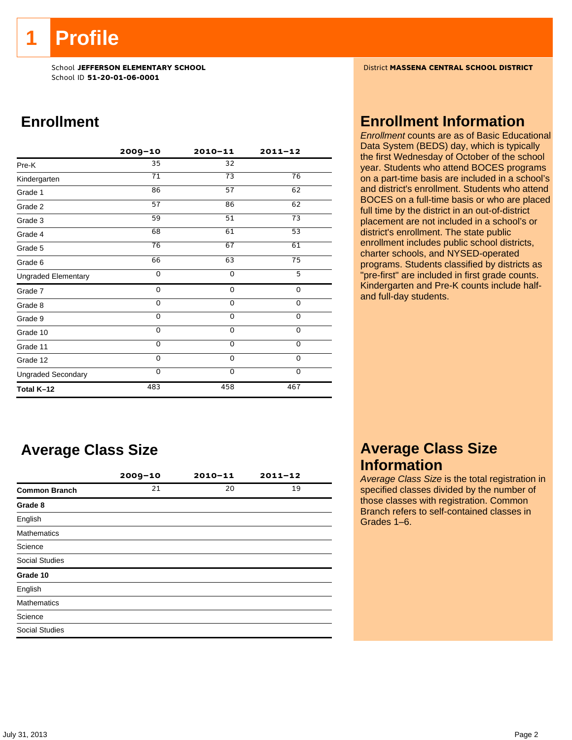# 1 Profile

School **JEFFERSON ELEMENTARY SCHOOL**
School ID **51-20-01-06-0001**

District **MASSENA CENTRAL SCHOOL DISTRICT**

## Enrollment

| | 2009–10 | 2010–11 | 2011–12 |
|---|---|---|---|
| Pre-K | 35 | 32 | |
| Kindergarten | 71 | 73 | 76 |
| Grade 1 | 86 | 57 | 62 |
| Grade 2 | 57 | 86 | 62 |
| Grade 3 | 59 | 51 | 73 |
| Grade 4 | 68 | 61 | 53 |
| Grade 5 | 76 | 67 | 61 |
| Grade 6 | 66 | 63 | 75 |
| Ungraded Elementary | 0 | 0 | 5 |
| Grade 7 | 0 | 0 | 0 |
| Grade 8 | 0 | 0 | 0 |
| Grade 9 | 0 | 0 | 0 |
| Grade 10 | 0 | 0 | 0 |
| Grade 11 | 0 | 0 | 0 |
| Grade 12 | 0 | 0 | 0 |
| Ungraded Secondary | 0 | 0 | 0 |
| **Total K–12** | 483 | 458 | 467 |

## Enrollment Information

*Enrollment* counts are as of Basic Educational Data System (BEDS) day, which is typically the first Wednesday of October of the school year. Students who attend BOCES programs on a part-time basis are included in a school's and district's enrollment. Students who attend BOCES on a full-time basis or who are placed full time by the district in an out-of-district placement are not included in a school's or district's enrollment. The state public enrollment includes public school districts, charter schools, and NYSED-operated programs. Students classified by districts as "pre-first" are included in first grade counts. Kindergarten and Pre-K counts include half- and full-day students.

## Average Class Size

| | 2009–10 | 2010–11 | 2011–12 |
|---|---|---|---|
| **Common Branch** | 21 | 20 | 19 |
| **Grade 8** | | | |
| English | | | |
| Mathematics | | | |
| Science | | | |
| Social Studies | | | |
| **Grade 10** | | | |
| English | | | |
| Mathematics | | | |
| Science | | | |
| Social Studies | | | |

## Average Class Size Information

*Average Class Size* is the total registration in specified classes divided by the number of those classes with registration. Common Branch refers to self-contained classes in Grades 1–6.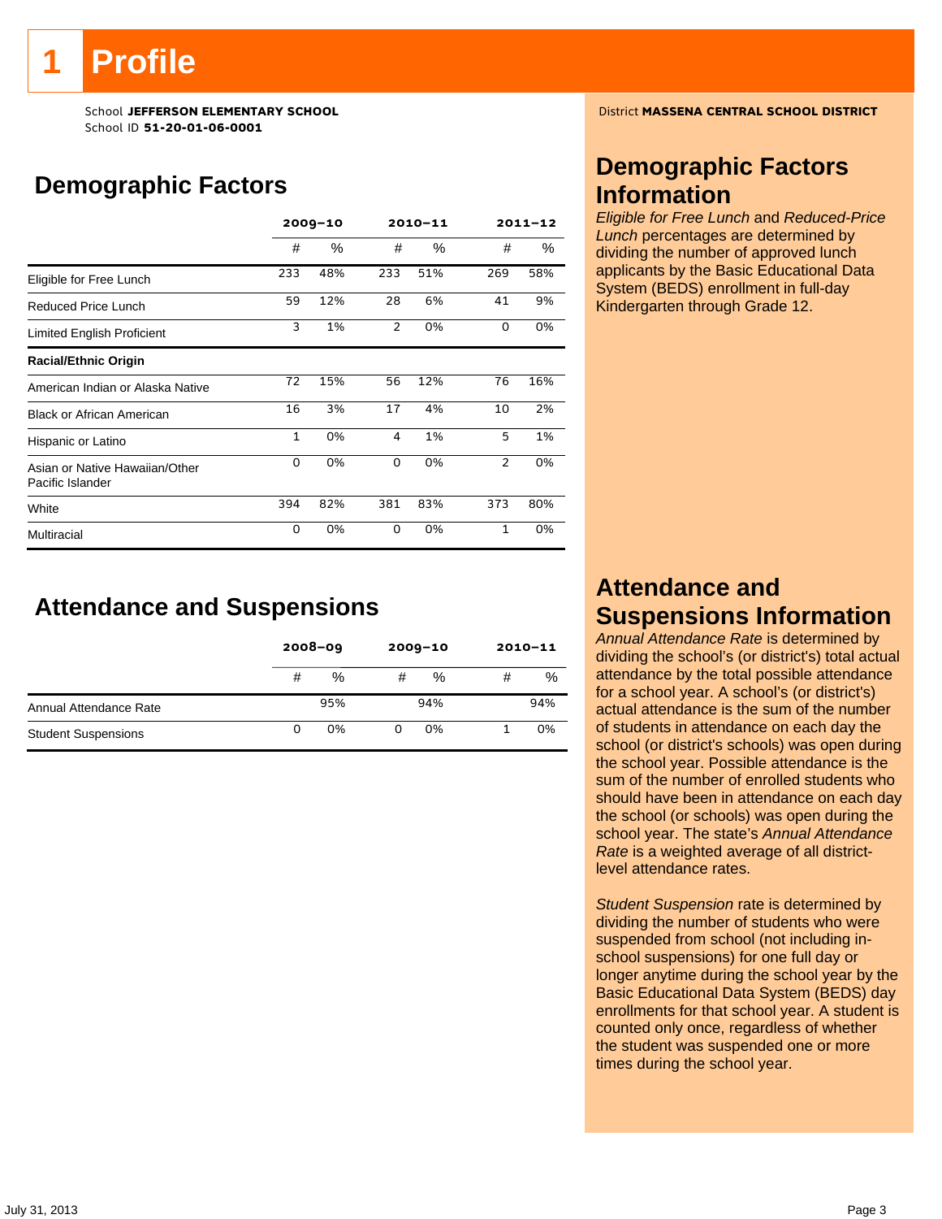# 1 Profile

School **JEFFERSON ELEMENTARY SCHOOL**
School ID **51-20-01-06-0001**

District **MASSENA CENTRAL SCHOOL DISTRICT**

## Demographic Factors

| | 2009–10 | | 2010–11 | | 2011–12 | |
|---|---|---|---|---|---|---|
| | # | % | # | % | # | % |
| Eligible for Free Lunch | 233 | 48% | 233 | 51% | 269 | 58% |
| Reduced Price Lunch | 59 | 12% | 28 | 6% | 41 | 9% |
| Limited English Proficient | 3 | 1% | 2 | 0% | 0 | 0% |
| **Racial/Ethnic Origin** | | | | | | |
| American Indian or Alaska Native | 72 | 15% | 56 | 12% | 76 | 16% |
| Black or African American | 16 | 3% | 17 | 4% | 10 | 2% |
| Hispanic or Latino | 1 | 0% | 4 | 1% | 5 | 1% |
| Asian or Native Hawaiian/Other Pacific Islander | 0 | 0% | 0 | 0% | 2 | 0% |
| White | 394 | 82% | 381 | 83% | 373 | 80% |
| Multiracial | 0 | 0% | 0 | 0% | 1 | 0% |

## Attendance and Suspensions

| | 2008–09 | | 2009–10 | | 2010–11 | |
|---|---|---|---|---|---|---|
| | # | % | # | % | # | % |
| Annual Attendance Rate | | 95% | | 94% | | 94% |
| Student Suspensions | 0 | 0% | 0 | 0% | 1 | 0% |

## Demographic Factors Information

*Eligible for Free Lunch* and *Reduced-Price Lunch* percentages are determined by dividing the number of approved lunch applicants by the Basic Educational Data System (BEDS) enrollment in full-day Kindergarten through Grade 12.

## Attendance and Suspensions Information

*Annual Attendance Rate* is determined by dividing the school's (or district's) total actual attendance by the total possible attendance for a school year. A school's (or district's) actual attendance is the sum of the number of students in attendance on each day the school (or district's schools) was open during the school year. Possible attendance is the sum of the number of enrolled students who should have been in attendance on each day the school (or schools) was open during the school year. The state's *Annual Attendance Rate* is a weighted average of all district-level attendance rates.

*Student Suspension* rate is determined by dividing the number of students who were suspended from school (not including in-school suspensions) for one full day or longer anytime during the school year by the Basic Educational Data System (BEDS) day enrollments for that school year. A student is counted only once, regardless of whether the student was suspended one or more times during the school year.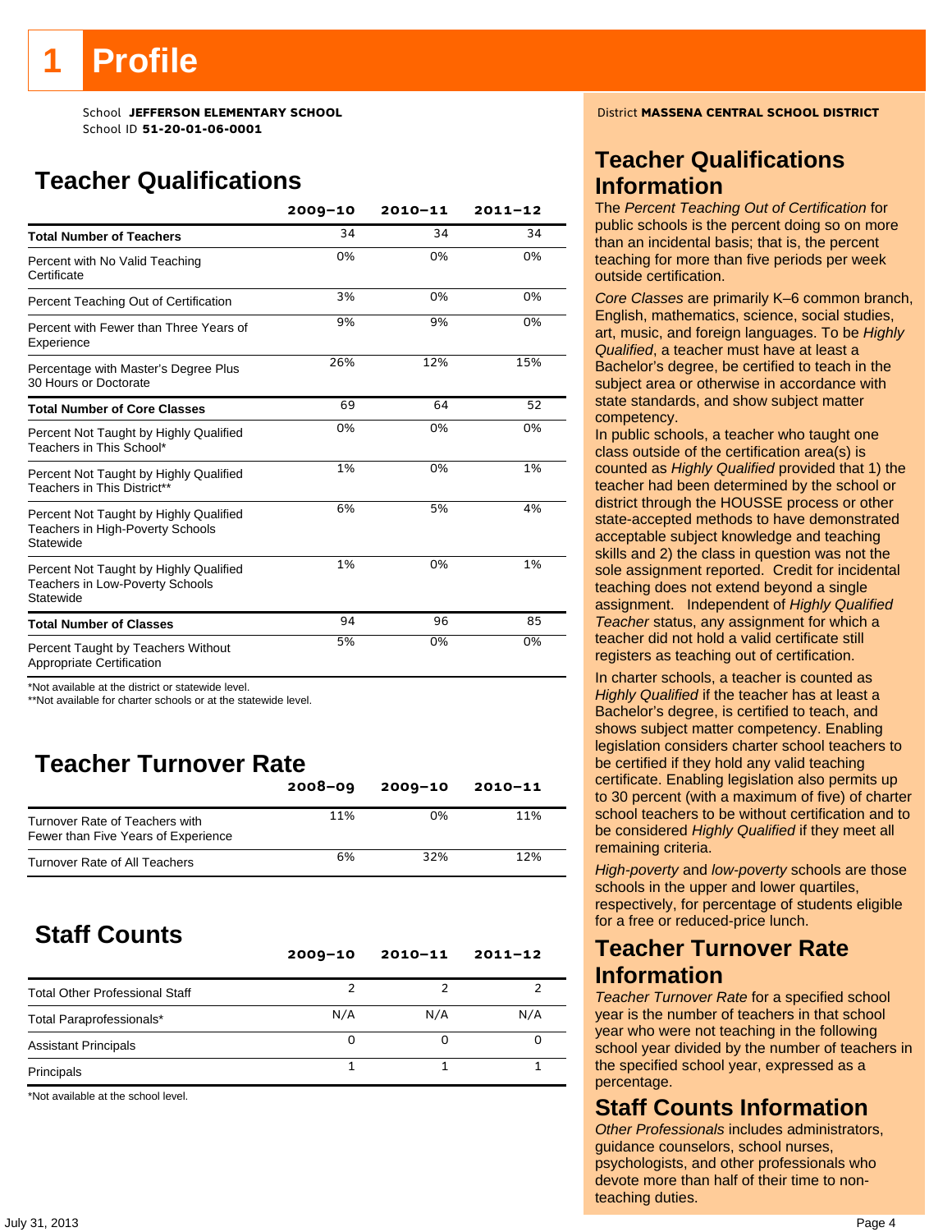# 1 Profile

School **JEFFERSON ELEMENTARY SCHOOL**
School ID **51-20-01-06-0001**

District **MASSENA CENTRAL SCHOOL DISTRICT**

## Teacher Qualifications

| | 2009–10 | 2010–11 | 2011–12 |
|---|---|---|---|
| **Total Number of Teachers** | 34 | 34 | 34 |
| Percent with No Valid Teaching Certificate | 0% | 0% | 0% |
| Percent Teaching Out of Certification | 3% | 0% | 0% |
| Percent with Fewer than Three Years of Experience | 9% | 9% | 0% |
| Percentage with Master's Degree Plus 30 Hours or Doctorate | 26% | 12% | 15% |
| **Total Number of Core Classes** | 69 | 64 | 52 |
| Percent Not Taught by Highly Qualified Teachers in This School* | 0% | 0% | 0% |
| Percent Not Taught by Highly Qualified Teachers in This District** | 1% | 0% | 1% |
| Percent Not Taught by Highly Qualified Teachers in High-Poverty Schools Statewide | 6% | 5% | 4% |
| Percent Not Taught by Highly Qualified Teachers in Low-Poverty Schools Statewide | 1% | 0% | 1% |
| **Total Number of Classes** | 94 | 96 | 85 |
| Percent Taught by Teachers Without Appropriate Certification | 5% | 0% | 0% |

*Not available at the district or statewide level.
**Not available for charter schools or at the statewide level.

## Teacher Turnover Rate

| | 2008–09 | 2009–10 | 2010–11 |
|---|---|---|---|
| Turnover Rate of Teachers with Fewer than Five Years of Experience | 11% | 0% | 11% |
| Turnover Rate of All Teachers | 6% | 32% | 12% |

## Staff Counts

| | 2009–10 | 2010–11 | 2011–12 |
|---|---|---|---|
| Total Other Professional Staff | 2 | 2 | 2 |
| Total Paraprofessionals* | N/A | N/A | N/A |
| Assistant Principals | 0 | 0 | 0 |
| Principals | 1 | 1 | 1 |

*Not available at the school level.

## Teacher Qualifications Information

The *Percent Teaching Out of Certification* for public schools is the percent doing so on more than an incidental basis; that is, the percent teaching for more than five periods per week outside certification.

*Core Classes* are primarily K–6 common branch, English, mathematics, science, social studies, art, music, and foreign languages. To be *Highly Qualified*, a teacher must have at least a Bachelor's degree, be certified to teach in the subject area or otherwise in accordance with state standards, and show subject matter competency.
In public schools, a teacher who taught one class outside of the certification area(s) is counted as *Highly Qualified* provided that 1) the teacher had been determined by the school or district through the HOUSSE process or other state-accepted methods to have demonstrated acceptable subject knowledge and teaching skills and 2) the class in question was not the sole assignment reported. Credit for incidental teaching does not extend beyond a single assignment. Independent of *Highly Qualified Teacher* status, any assignment for which a teacher did not hold a valid certificate still registers as teaching out of certification.

In charter schools, a teacher is counted as *Highly Qualified* if the teacher has at least a Bachelor's degree, is certified to teach, and shows subject matter competency. Enabling legislation considers charter school teachers to be certified if they hold any valid teaching certificate. Enabling legislation also permits up to 30 percent (with a maximum of five) of charter school teachers to be without certification and to be considered *Highly Qualified* if they meet all remaining criteria.

*High-poverty* and *low-poverty* schools are those schools in the upper and lower quartiles, respectively, for percentage of students eligible for a free or reduced-price lunch.

## Teacher Turnover Rate Information

*Teacher Turnover Rate* for a specified school year is the number of teachers in that school year who were not teaching in the following school year divided by the number of teachers in the specified school year, expressed as a percentage.

## Staff Counts Information

*Other Professionals* includes administrators, guidance counselors, school nurses, psychologists, and other professionals who devote more than half of their time to non-teaching duties.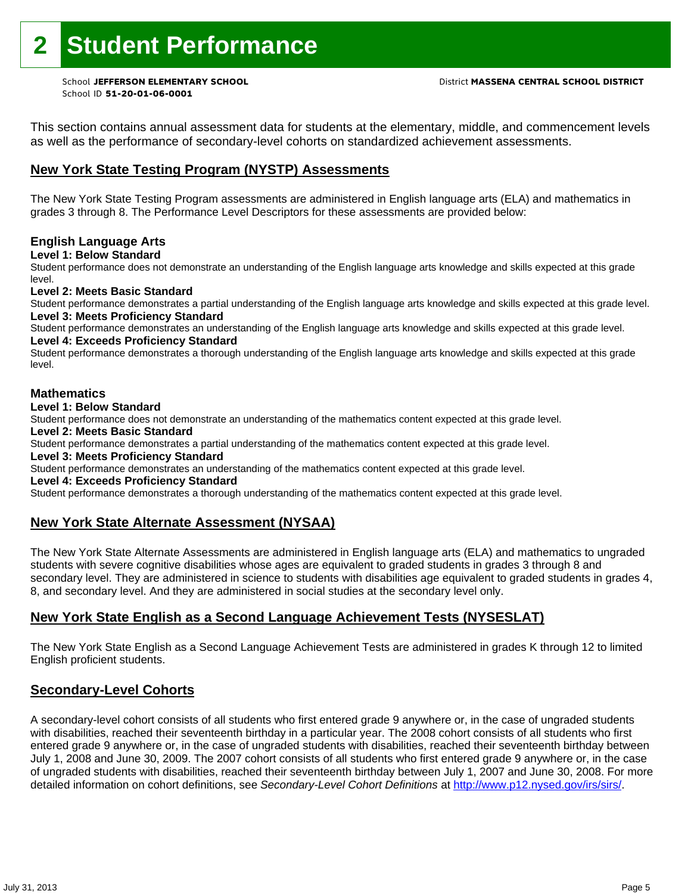# 2 Student Performance

School **JEFFERSON ELEMENTARY SCHOOL**
School ID **51-20-01-06-0001**

District **MASSENA CENTRAL SCHOOL DISTRICT**

This section contains annual assessment data for students at the elementary, middle, and commencement levels as well as the performance of secondary-level cohorts on standardized achievement assessments.

## New York State Testing Program (NYSTP) Assessments

The New York State Testing Program assessments are administered in English language arts (ELA) and mathematics in grades 3 through 8. The Performance Level Descriptors for these assessments are provided below:

### English Language Arts

**Level 1: Below Standard**
Student performance does not demonstrate an understanding of the English language arts knowledge and skills expected at this grade level.

**Level 2: Meets Basic Standard**
Student performance demonstrates a partial understanding of the English language arts knowledge and skills expected at this grade level.

**Level 3: Meets Proficiency Standard**
Student performance demonstrates an understanding of the English language arts knowledge and skills expected at this grade level.

**Level 4: Exceeds Proficiency Standard**
Student performance demonstrates a thorough understanding of the English language arts knowledge and skills expected at this grade level.

### Mathematics

**Level 1: Below Standard**
Student performance does not demonstrate an understanding of the mathematics content expected at this grade level.

**Level 2: Meets Basic Standard**
Student performance demonstrates a partial understanding of the mathematics content expected at this grade level.

**Level 3: Meets Proficiency Standard**
Student performance demonstrates an understanding of the mathematics content expected at this grade level.

**Level 4: Exceeds Proficiency Standard**
Student performance demonstrates a thorough understanding of the mathematics content expected at this grade level.

## New York State Alternate Assessment (NYSAA)

The New York State Alternate Assessments are administered in English language arts (ELA) and mathematics to ungraded students with severe cognitive disabilities whose ages are equivalent to graded students in grades 3 through 8 and secondary level. They are administered in science to students with disabilities age equivalent to graded students in grades 4, 8, and secondary level. And they are administered in social studies at the secondary level only.

## New York State English as a Second Language Achievement Tests (NYSESLAT)

The New York State English as a Second Language Achievement Tests are administered in grades K through 12 to limited English proficient students.

## Secondary-Level Cohorts

A secondary-level cohort consists of all students who first entered grade 9 anywhere or, in the case of ungraded students with disabilities, reached their seventeenth birthday in a particular year. The 2008 cohort consists of all students who first entered grade 9 anywhere or, in the case of ungraded students with disabilities, reached their seventeenth birthday between July 1, 2008 and June 30, 2009. The 2007 cohort consists of all students who first entered grade 9 anywhere or, in the case of ungraded students with disabilities, reached their seventeenth birthday between July 1, 2007 and June 30, 2008. For more detailed information on cohort definitions, see *Secondary-Level Cohort Definitions* at http://www.p12.nysed.gov/irs/sirs/.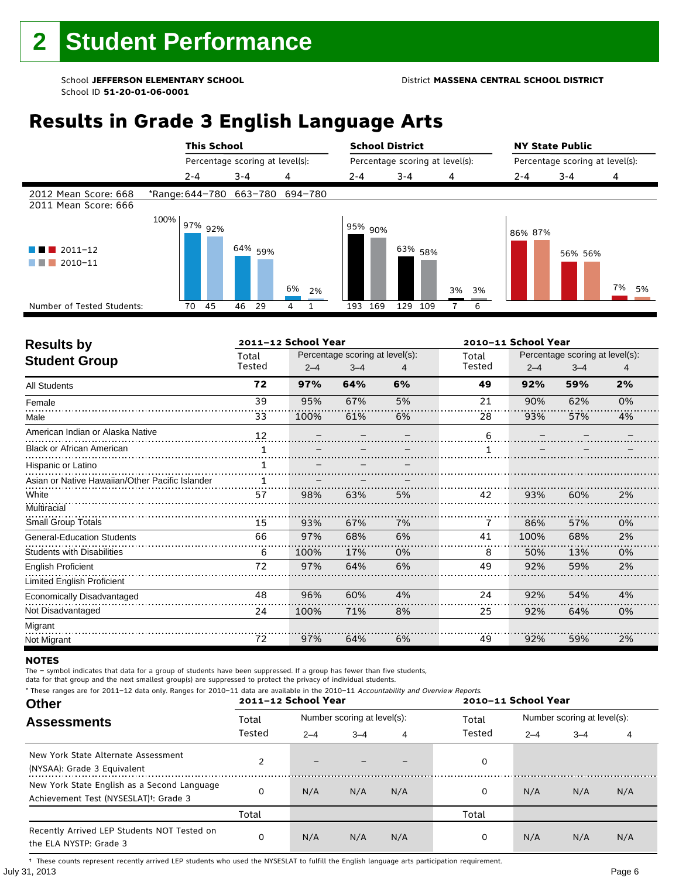# 2 Student Performance

School **JEFFERSON ELEMENTARY SCHOOL**
School ID **51-20-01-06-0001**

District **MASSENA CENTRAL SCHOOL DISTRICT**

## Results in Grade 3 English Language Arts

| | This School | | | School District | | | NY State Public | | |
|---|---|---|---|---|---|---|---|---|---|
| | Percentage scoring at level(s): | | | Percentage scoring at level(s): | | | Percentage scoring at level(s): | | |
| | 2-4 | 3-4 | 4 | 2-4 | 3-4 | 4 | 2-4 | 3-4 | 4 |
| 2012 Mean Score: 668 | *Range: 644–780 | 663–780 | 694–780 | | | | | | |
| 2011 Mean Score: 666 | | | | | | | | | |
| 2011–12 | 97% | 64% | 6% | 95% | 63% | 3% | 86% | 56% | 7% |
| 2010–11 | 92% | 59% | 2% | 90% | 58% | 3% | 87% | 56% | 5% |
| Number of Tested Students: 2011–12 | 70 | 46 | 4 | 193 | 129 | 7 | | | |
| Number of Tested Students: 2010–11 | 45 | 29 | 1 | 169 | 109 | 6 | | | |

## Results by Student Group

| | 2011–12 School Year | | | | 2010–11 School Year | | | |
|---|---|---|---|---|---|---|---|---|
| | Total Tested | Percentage scoring at level(s): 2–4 | 3–4 | 4 | Total Tested | Percentage scoring at level(s): 2–4 | 3–4 | 4 |
| All Students | **72** | **97%** | **64%** | **6%** | **49** | **92%** | **59%** | **2%** |
| Female | 39 | 95% | 67% | 5% | 21 | 90% | 62% | 0% |
| Male | 33 | 100% | 61% | 6% | 28 | 93% | 57% | 4% |
| American Indian or Alaska Native | 12 | – | – | – | 6 | – | – | – |
| Black or African American | 1 | – | – | – | 1 | – | – | – |
| Hispanic or Latino | 1 | – | – | – | | | | |
| Asian or Native Hawaiian/Other Pacific Islander | 1 | – | – | – | | | | |
| White | 57 | 98% | 63% | 5% | 42 | 93% | 60% | 2% |
| Multiracial | | | | | | | | |
| Small Group Totals | 15 | 93% | 67% | 7% | 7 | 86% | 57% | 0% |
| General-Education Students | 66 | 97% | 68% | 6% | 41 | 100% | 68% | 2% |
| Students with Disabilities | 6 | 100% | 17% | 0% | 8 | 50% | 13% | 0% |
| English Proficient | 72 | 97% | 64% | 6% | 49 | 92% | 59% | 2% |
| Limited English Proficient | | | | | | | | |
| Economically Disadvantaged | 48 | 96% | 60% | 4% | 24 | 92% | 54% | 4% |
| Not Disadvantaged | 24 | 100% | 71% | 8% | 25 | 92% | 64% | 0% |
| Migrant | | | | | | | | |
| Not Migrant | 72 | 97% | 64% | 6% | 49 | 92% | 59% | 2% |

**NOTES**

The – symbol indicates that data for a group of students have been suppressed. If a group has fewer than five students, data for that group and the next smallest group(s) are suppressed to protect the privacy of individual students.

\* These ranges are for 2011–12 data only. Ranges for 2010–11 data are available in the 2010–11 *Accountability and Overview Reports*.

## Other Assessments

| | 2011–12 School Year | | | | 2010–11 School Year | | | |
|---|---|---|---|---|---|---|---|---|
| | Total Tested | Number scoring at level(s): 2–4 | 3–4 | 4 | Total Tested | Number scoring at level(s): 2–4 | 3–4 | 4 |
| New York State Alternate Assessment (NYSAA): Grade 3 Equivalent | 2 | – | – | – | 0 | | | |
| New York State English as a Second Language Achievement Test (NYSESLAT)†: Grade 3 | 0 | N/A | N/A | N/A | 0 | N/A | N/A | N/A |
| | Total | | | | Total | | | |
| Recently Arrived LEP Students NOT Tested on the ELA NYSTP: Grade 3 | 0 | N/A | N/A | N/A | 0 | N/A | N/A | N/A |

† These counts represent recently arrived LEP students who used the NYSESLAT to fulfill the English language arts participation requirement.

July 31, 2013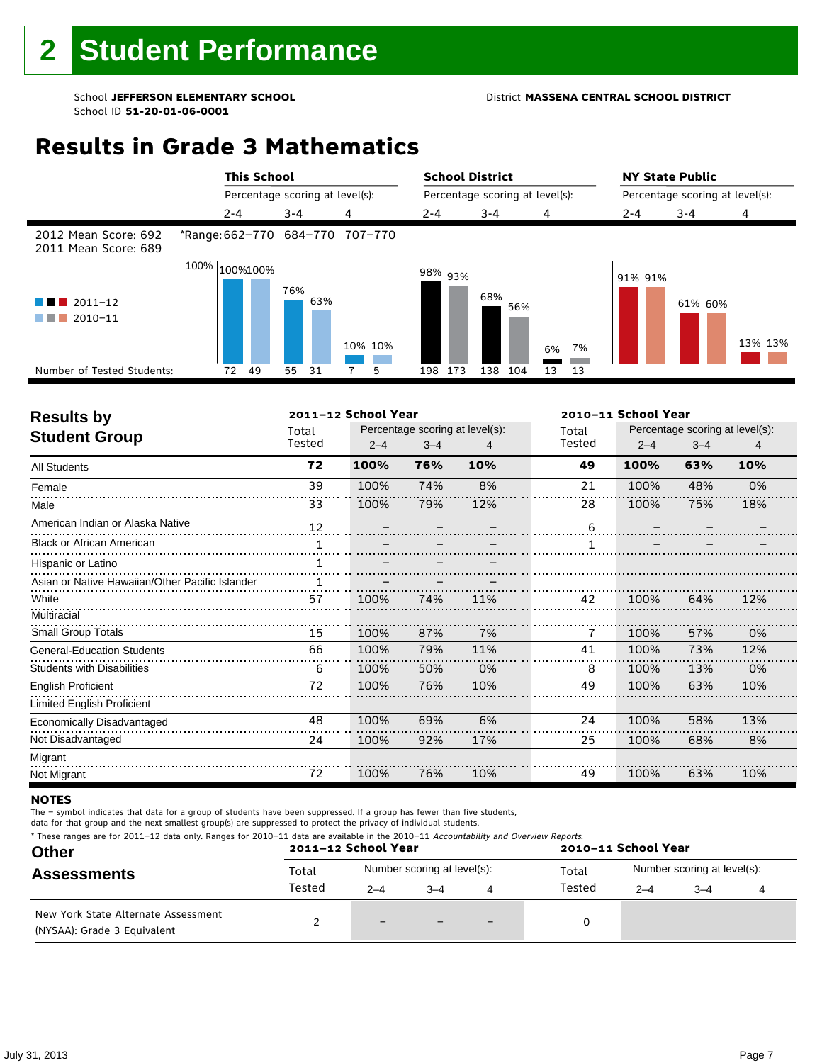# 2 Student Performance

School **JEFFERSON ELEMENTARY SCHOOL**
School ID **51-20-01-06-0001**

District **MASSENA CENTRAL SCHOOL DISTRICT**

## Results in Grade 3 Mathematics

| | This School | | | School District | | | NY State Public | | |
|---|---|---|---|---|---|---|---|---|---|
| | Percentage scoring at level(s): | | | Percentage scoring at level(s): | | | Percentage scoring at level(s): | | |
| | 2-4 | 3-4 | 4 | 2-4 | 3-4 | 4 | 2-4 | 3-4 | 4 |
| 2012 Mean Score: 692 | *Range: 662–770 | 684–770 | 707–770 | | | | | | |
| 2011 Mean Score: 689 | | | | | | | | | |
| 2011–12 | 100% | 76% | 10% | 98% | 68% | 6% | 91% | 61% | 13% |
| 2010–11 | 100% | 63% | 10% | 93% | 56% | 7% | 91% | 60% | 13% |
| Number of Tested Students: 2011–12 | 72 | 55 | 7 | 198 | 138 | 13 | | | |
| Number of Tested Students: 2010–11 | 49 | 31 | 5 | 173 | 104 | 13 | | | |

| Results by Student Group | 2011–12 School Year | | | | 2010–11 School Year | | | |
|---|---|---|---|---|---|---|---|---|
| | Total Tested | Percentage scoring at level(s): 2–4 | 3–4 | 4 | Total Tested | Percentage scoring at level(s): 2–4 | 3–4 | 4 |
| **All Students** | **72** | **100%** | **76%** | **10%** | **49** | **100%** | **63%** | **10%** |
| Female | 39 | 100% | 74% | 8% | 21 | 100% | 48% | 0% |
| Male | 33 | 100% | 79% | 12% | 28 | 100% | 75% | 18% |
| American Indian or Alaska Native | 12 | – | – | – | 6 | – | – | – |
| Black or African American | 1 | – | – | – | 1 | – | – | – |
| Hispanic or Latino | 1 | – | – | – | | | | |
| Asian or Native Hawaiian/Other Pacific Islander | 1 | – | – | – | | | | |
| White | 57 | 100% | 74% | 11% | 42 | 100% | 64% | 12% |
| Multiracial | | | | | | | | |
| Small Group Totals | 15 | 100% | 87% | 7% | 7 | 100% | 57% | 0% |
| General-Education Students | 66 | 100% | 79% | 11% | 41 | 100% | 73% | 12% |
| Students with Disabilities | 6 | 100% | 50% | 0% | 8 | 100% | 13% | 0% |
| English Proficient | 72 | 100% | 76% | 10% | 49 | 100% | 63% | 10% |
| Limited English Proficient | | | | | | | | |
| Economically Disadvantaged | 48 | 100% | 69% | 6% | 24 | 100% | 58% | 13% |
| Not Disadvantaged | 24 | 100% | 92% | 17% | 25 | 100% | 68% | 8% |
| Migrant | | | | | | | | |
| Not Migrant | 72 | 100% | 76% | 10% | 49 | 100% | 63% | 10% |

**NOTES**

The – symbol indicates that data for a group of students have been suppressed. If a group has fewer than five students, data for that group and the next smallest group(s) are suppressed to protect the privacy of individual students.

* These ranges are for 2011–12 data only. Ranges for 2010–11 data are available in the 2010–11 *Accountability and Overview Reports.*

| Other Assessments | 2011–12 School Year | | | | 2010–11 School Year | | | |
|---|---|---|---|---|---|---|---|---|
| | Total Tested | Number scoring at level(s): 2–4 | 3–4 | 4 | Total Tested | Number scoring at level(s): 2–4 | 3–4 | 4 |
| New York State Alternate Assessment (NYSAA): Grade 3 Equivalent | 2 | – | – | – | 0 | | | |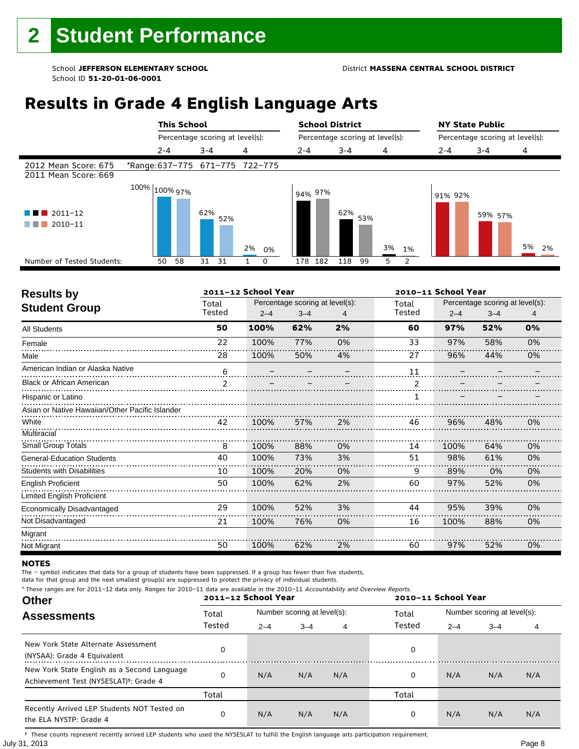# 2 Student Performance

School **JEFFERSON ELEMENTARY SCHOOL**
School ID **51-20-01-06-0001**

District **MASSENA CENTRAL SCHOOL DISTRICT**

## Results in Grade 4 English Language Arts

| | This School | | | School District | | | NY State Public | | |
|---|---|---|---|---|---|---|---|---|---|
| | Percentage scoring at level(s): | | | Percentage scoring at level(s): | | | Percentage scoring at level(s): | | |
| | 2-4 | 3-4 | 4 | 2-4 | 3-4 | 4 | 2-4 | 3-4 | 4 |
| 2012 Mean Score: 675 | *Range: 637–775 | 671–775 | 722–775 | | | | | | |
| 2011 Mean Score: 669 | | | | | | | | | |
| 2011–12 | 100% | 62% | 2% | 94% | 62% | 3% | 91% | 59% | 5% |
| 2010–11 | 97% | 52% | 0% | 97% | 53% | 1% | 92% | 57% | 2% |
| Number of Tested Students: 2011–12 | 50 | 31 | 1 | 178 | 118 | 5 | | | |
| Number of Tested Students: 2010–11 | 58 | 31 | 0 | 182 | 99 | 2 | | | |

| Results by Student Group | 2011–12 School Year | | | | 2010–11 School Year | | | |
|---|---|---|---|---|---|---|---|---|
| | Total Tested | Percentage scoring at level(s): 2–4 | 3–4 | 4 | Total Tested | Percentage scoring at level(s): 2–4 | 3–4 | 4 |
| All Students | **50** | **100%** | **62%** | **2%** | **60** | **97%** | **52%** | **0%** |
| Female | 22 | 100% | 77% | 0% | 33 | 97% | 58% | 0% |
| Male | 28 | 100% | 50% | 4% | 27 | 96% | 44% | 0% |
| American Indian or Alaska Native | 6 | – | – | – | 11 | – | – | – |
| Black or African American | 2 | – | – | – | 2 | – | – | – |
| Hispanic or Latino | | | | | 1 | – | – | – |
| Asian or Native Hawaiian/Other Pacific Islander | | | | | | | | |
| White | 42 | 100% | 57% | 2% | 46 | 96% | 48% | 0% |
| Multiracial | | | | | | | | |
| Small Group Totals | 8 | 100% | 88% | 0% | 14 | 100% | 64% | 0% |
| General-Education Students | 40 | 100% | 73% | 3% | 51 | 98% | 61% | 0% |
| Students with Disabilities | 10 | 100% | 20% | 0% | 9 | 89% | 0% | 0% |
| English Proficient | 50 | 100% | 62% | 2% | 60 | 97% | 52% | 0% |
| Limited English Proficient | | | | | | | | |
| Economically Disadvantaged | 29 | 100% | 52% | 3% | 44 | 95% | 39% | 0% |
| Not Disadvantaged | 21 | 100% | 76% | 0% | 16 | 100% | 88% | 0% |
| Migrant | | | | | | | | |
| Not Migrant | 50 | 100% | 62% | 2% | 60 | 97% | 52% | 0% |

**NOTES**

The – symbol indicates that data for a group of students have been suppressed. If a group has fewer than five students, data for that group and the next smallest group(s) are suppressed to protect the privacy of individual students.

\* These ranges are for 2011–12 data only. Ranges for 2010–11 data are available in the 2010–11 *Accountability and Overview Reports.*

| Other Assessments | 2011–12 School Year | | | | 2010–11 School Year | | | |
|---|---|---|---|---|---|---|---|---|
| | Total Tested | Number scoring at level(s): 2–4 | 3–4 | 4 | Total Tested | Number scoring at level(s): 2–4 | 3–4 | 4 |
| New York State Alternate Assessment (NYSAA): Grade 4 Equivalent | 0 | | | | 0 | | | |
| New York State English as a Second Language Achievement Test (NYSESLAT)†: Grade 4 | 0 | N/A | N/A | N/A | 0 | N/A | N/A | N/A |
| | Total | | | | Total | | | |
| Recently Arrived LEP Students NOT Tested on the ELA NYSTP: Grade 4 | 0 | N/A | N/A | N/A | 0 | N/A | N/A | N/A |

† These counts represent recently arrived LEP students who used the NYSESLAT to fulfill the English language arts participation requirement.

July 31, 2013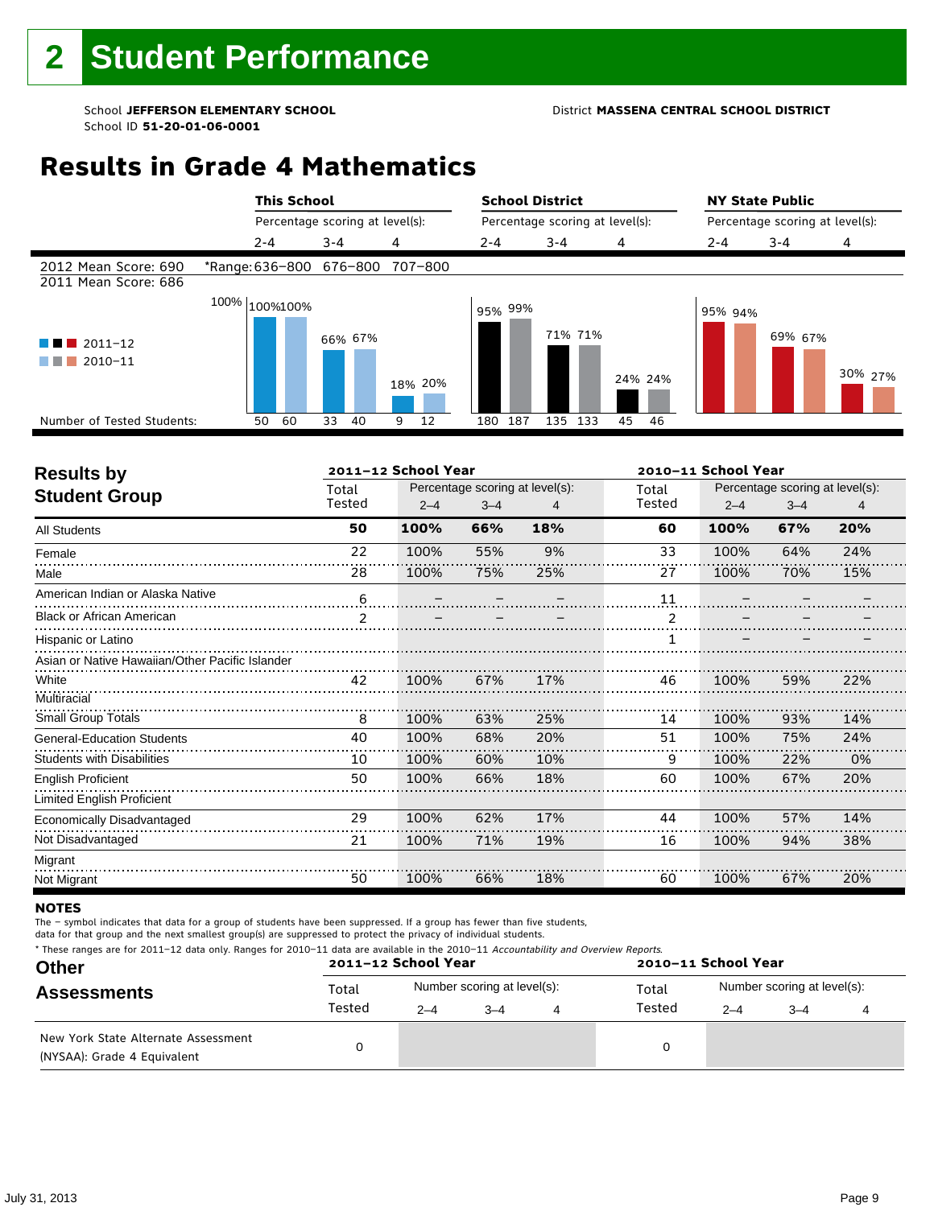# 2 Student Performance

School **JEFFERSON ELEMENTARY SCHOOL**
School ID **51-20-01-06-0001**

District **MASSENA CENTRAL SCHOOL DISTRICT**

## Results in Grade 4 Mathematics

2012 Mean Score: 690
2011 Mean Score: 686

*Range: 636–800 (2-4), 676–800 (3-4), 707–800 (4)

| | This School 2-4 | This School 3-4 | This School 4 | School District 2-4 | School District 3-4 | School District 4 | NY State Public 2-4 | NY State Public 3-4 | NY State Public 4 |
|---|---|---|---|---|---|---|---|---|---|
| 2011–12 | 100% | 66% | 18% | 95% | 71% | 24% | 95% | 69% | 30% |
| 2010–11 | 100% | 67% | 20% | 99% | 71% | 24% | 94% | 67% | 27% |
| Number of Tested Students (2011–12 / 2010–11) | 50 / 60 | 33 / 40 | 9 / 12 | 180 / 187 | 135 / 133 | 45 / 46 | | | |

## Results by Student Group

| | 2011–12 Total Tested | 2011–12 2–4 | 2011–12 3–4 | 2011–12 4 | 2010–11 Total Tested | 2010–11 2–4 | 2010–11 3–4 | 2010–11 4 |
|---|---|---|---|---|---|---|---|---|
| **All Students** | **50** | **100%** | **66%** | **18%** | **60** | **100%** | **67%** | **20%** |
| Female | 22 | 100% | 55% | 9% | 33 | 100% | 64% | 24% |
| Male | 28 | 100% | 75% | 25% | 27 | 100% | 70% | 15% |
| American Indian or Alaska Native | 6 | – | – | – | 11 | – | – | – |
| Black or African American | 2 | – | – | – | 2 | – | – | – |
| Hispanic or Latino | | | | | 1 | – | – | – |
| Asian or Native Hawaiian/Other Pacific Islander | | | | | | | | |
| White | 42 | 100% | 67% | 17% | 46 | 100% | 59% | 22% |
| Multiracial | | | | | | | | |
| Small Group Totals | 8 | 100% | 63% | 25% | 14 | 100% | 93% | 14% |
| General-Education Students | 40 | 100% | 68% | 20% | 51 | 100% | 75% | 24% |
| Students with Disabilities | 10 | 100% | 60% | 10% | 9 | 100% | 22% | 0% |
| English Proficient | 50 | 100% | 66% | 18% | 60 | 100% | 67% | 20% |
| Limited English Proficient | | | | | | | | |
| Economically Disadvantaged | 29 | 100% | 62% | 17% | 44 | 100% | 57% | 14% |
| Not Disadvantaged | 21 | 100% | 71% | 19% | 16 | 100% | 94% | 38% |
| Migrant | | | | | | | | |
| Not Migrant | 50 | 100% | 66% | 18% | 60 | 100% | 67% | 20% |

### NOTES

The – symbol indicates that data for a group of students have been suppressed. If a group has fewer than five students, data for that group and the next smallest group(s) are suppressed to protect the privacy of individual students.

* These ranges are for 2011–12 data only. Ranges for 2010–11 data are available in the 2010–11 *Accountability and Overview Reports.*

## Other Assessments

| | 2011–12 Total Tested | 2011–12 2–4 | 2011–12 3–4 | 2011–12 4 | 2010–11 Total Tested | 2010–11 2–4 | 2010–11 3–4 | 2010–11 4 |
|---|---|---|---|---|---|---|---|---|
| New York State Alternate Assessment (NYSAA): Grade 4 Equivalent | 0 | | | | 0 | | | |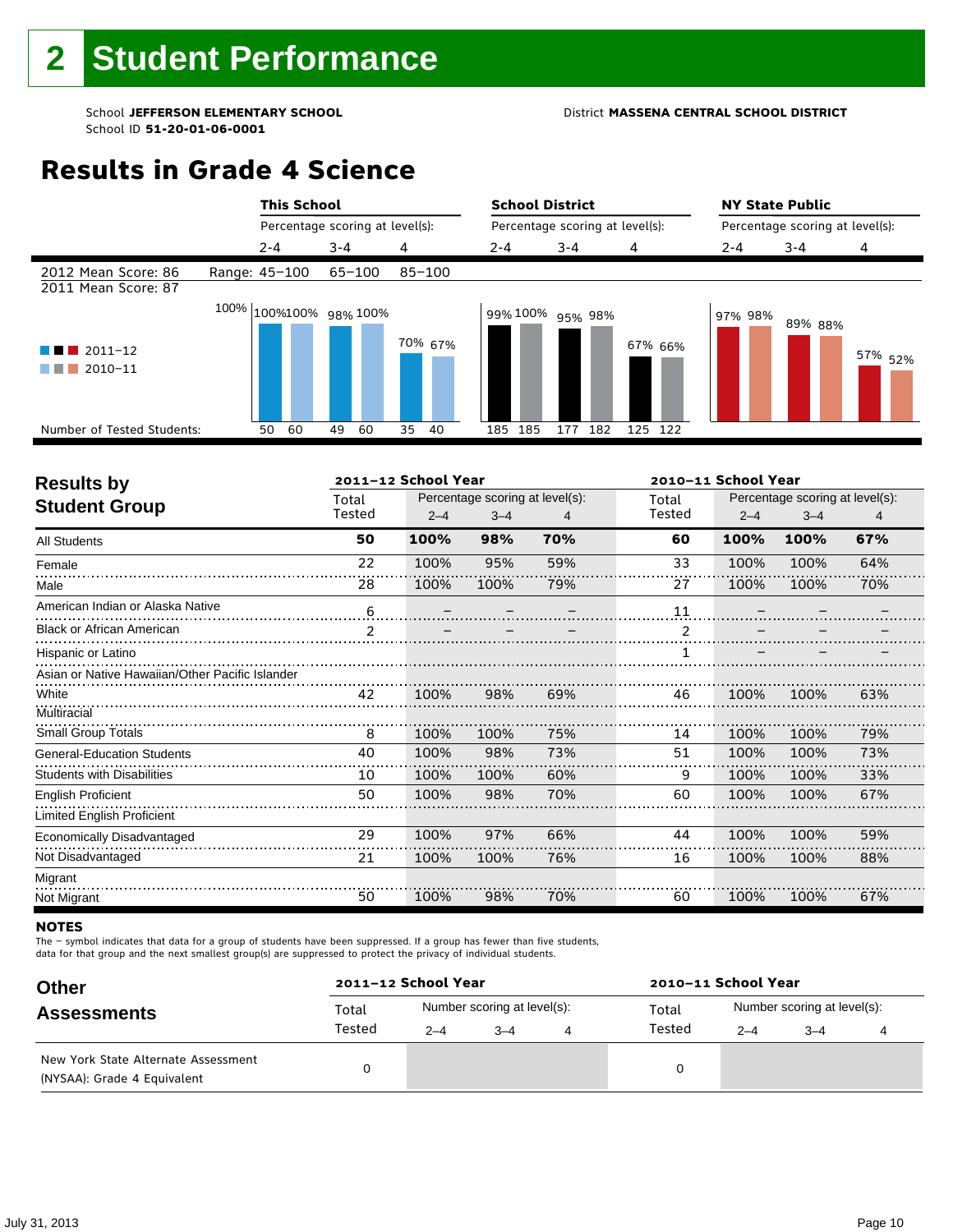# 2 Student Performance

School **JEFFERSON ELEMENTARY SCHOOL**
School ID **51-20-01-06-0001**

District **MASSENA CENTRAL SCHOOL DISTRICT**

## Results in Grade 4 Science

| | This School 2-4 | This School 3-4 | This School 4 | School District 2-4 | School District 3-4 | School District 4 | NY State Public 2-4 | NY State Public 3-4 | NY State Public 4 |
|---|---|---|---|---|---|---|---|---|---|
| 2012 Mean Score: 86 / 2011 Mean Score: 87 | Range: 45–100 | 65–100 | 85–100 | | | | | | |
| 2011–12 | 100% | 98% | 70% | 99% | 95% | 67% | 97% | 89% | 57% |
| 2010–11 | 100% | 100% | 67% | 100% | 98% | 66% | 98% | 88% | 52% |
| Number of Tested Students: 2011–12 | 50 | 49 | 35 | 185 | 177 | 125 | | | |
| Number of Tested Students: 2010–11 | 60 | 60 | 40 | 185 | 182 | 122 | | | |

## Results by Student Group

| | 2011–12 Total Tested | 2011–12 2–4 | 2011–12 3–4 | 2011–12 4 | 2010–11 Total Tested | 2010–11 2–4 | 2010–11 3–4 | 2010–11 4 |
|---|---|---|---|---|---|---|---|---|
| **All Students** | **50** | **100%** | **98%** | **70%** | **60** | **100%** | **100%** | **67%** |
| Female | 22 | 100% | 95% | 59% | 33 | 100% | 100% | 64% |
| Male | 28 | 100% | 100% | 79% | 27 | 100% | 100% | 70% |
| American Indian or Alaska Native | 6 | – | – | – | 11 | – | – | – |
| Black or African American | 2 | – | – | – | 2 | – | – | – |
| Hispanic or Latino | | | | | 1 | – | – | – |
| Asian or Native Hawaiian/Other Pacific Islander | | | | | | | | |
| White | 42 | 100% | 98% | 69% | 46 | 100% | 100% | 63% |
| Multiracial | | | | | | | | |
| Small Group Totals | 8 | 100% | 100% | 75% | 14 | 100% | 100% | 79% |
| General-Education Students | 40 | 100% | 98% | 73% | 51 | 100% | 100% | 73% |
| Students with Disabilities | 10 | 100% | 100% | 60% | 9 | 100% | 100% | 33% |
| English Proficient | 50 | 100% | 98% | 70% | 60 | 100% | 100% | 67% |
| Limited English Proficient | | | | | | | | |
| Economically Disadvantaged | 29 | 100% | 97% | 66% | 44 | 100% | 100% | 59% |
| Not Disadvantaged | 21 | 100% | 100% | 76% | 16 | 100% | 100% | 88% |
| Migrant | | | | | | | | |
| Not Migrant | 50 | 100% | 98% | 70% | 60 | 100% | 100% | 67% |

**NOTES**

The – symbol indicates that data for a group of students have been suppressed. If a group has fewer than five students, data for that group and the next smallest group(s) are suppressed to protect the privacy of individual students.

## Other Assessments

| | 2011–12 Total Tested | 2011–12 2–4 | 2011–12 3–4 | 2011–12 4 | 2010–11 Total Tested | 2010–11 2–4 | 2010–11 3–4 | 2010–11 4 |
|---|---|---|---|---|---|---|---|---|
| New York State Alternate Assessment (NYSAA): Grade 4 Equivalent | 0 | | | | 0 | | | |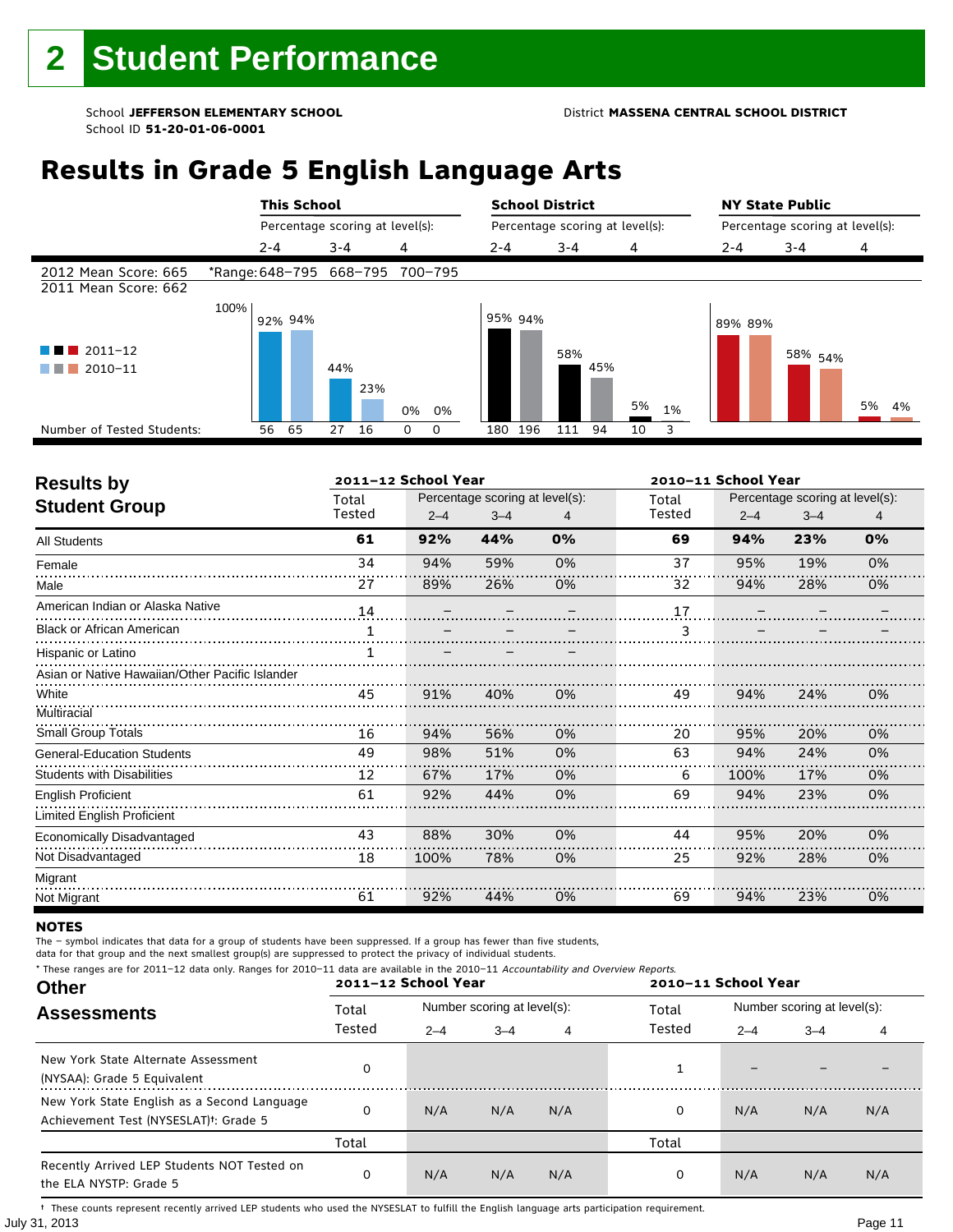# 2 Student Performance

School **JEFFERSON ELEMENTARY SCHOOL**
School ID **51-20-01-06-0001**

District **MASSENA CENTRAL SCHOOL DISTRICT**

## Results in Grade 5 English Language Arts

2012 Mean Score: 665
2011 Mean Score: 662

| | This School 2–4 | This School 3–4 | This School 4 | School District 2–4 | School District 3–4 | School District 4 | NY State Public 2–4 | NY State Public 3–4 | NY State Public 4 |
|---|---|---|---|---|---|---|---|---|---|
| *Range | 648–795 | 668–795 | 700–795 | | | | | | |
| 2011–12 | 92% | 44% | 0% | 95% | 58% | 5% | 89% | 58% | 5% |
| 2010–11 | 94% | 23% | 0% | 94% | 45% | 1% | 89% | 54% | 4% |
| Number of Tested Students: 2011–12 | 56 | 27 | 0 | 180 | 111 | 10 | | | |
| Number of Tested Students: 2010–11 | 65 | 16 | 0 | 196 | 94 | 3 | | | |

## Results by Student Group

| | 2011–12 School Year | | | | 2010–11 School Year | | | |
|---|---|---|---|---|---|---|---|---|
| | Total Tested | Percentage scoring at level(s): 2–4 | 3–4 | 4 | Total Tested | Percentage scoring at level(s): 2–4 | 3–4 | 4 |
| **All Students** | **61** | **92%** | **44%** | **0%** | **69** | **94%** | **23%** | **0%** |
| Female | 34 | 94% | 59% | 0% | 37 | 95% | 19% | 0% |
| Male | 27 | 89% | 26% | 0% | 32 | 94% | 28% | 0% |
| American Indian or Alaska Native | 14 | – | – | – | 17 | – | – | – |
| Black or African American | 1 | – | – | – | 3 | – | – | – |
| Hispanic or Latino | 1 | – | – | – | | | | |
| Asian or Native Hawaiian/Other Pacific Islander | | | | | | | | |
| White | 45 | 91% | 40% | 0% | 49 | 94% | 24% | 0% |
| Multiracial | | | | | | | | |
| Small Group Totals | 16 | 94% | 56% | 0% | 20 | 95% | 20% | 0% |
| General-Education Students | 49 | 98% | 51% | 0% | 63 | 94% | 24% | 0% |
| Students with Disabilities | 12 | 67% | 17% | 0% | 6 | 100% | 17% | 0% |
| English Proficient | 61 | 92% | 44% | 0% | 69 | 94% | 23% | 0% |
| Limited English Proficient | | | | | | | | |
| Economically Disadvantaged | 43 | 88% | 30% | 0% | 44 | 95% | 20% | 0% |
| Not Disadvantaged | 18 | 100% | 78% | 0% | 25 | 92% | 28% | 0% |
| Migrant | | | | | | | | |
| Not Migrant | 61 | 92% | 44% | 0% | 69 | 94% | 23% | 0% |

### NOTES

The – symbol indicates that data for a group of students have been suppressed. If a group has fewer than five students, data for that group and the next smallest group(s) are suppressed to protect the privacy of individual students.

* These ranges are for 2011–12 data only. Ranges for 2010–11 data are available in the 2010–11 *Accountability and Overview Reports*.

## Other Assessments

| | 2011–12 School Year | | | | 2010–11 School Year | | | |
|---|---|---|---|---|---|---|---|---|
| | Total Tested | Number scoring at level(s): 2–4 | 3–4 | 4 | Total Tested | Number scoring at level(s): 2–4 | 3–4 | 4 |
| New York State Alternate Assessment (NYSAA): Grade 5 Equivalent | 0 | | | | 1 | – | – | – |
| New York State English as a Second Language Achievement Test (NYSESLAT)†: Grade 5 | 0 | N/A | N/A | N/A | 0 | N/A | N/A | N/A |
| | Total | | | | Total | | | |
| Recently Arrived LEP Students NOT Tested on the ELA NYSTP: Grade 5 | 0 | N/A | N/A | N/A | 0 | N/A | N/A | N/A |

† These counts represent recently arrived LEP students who used the NYSESLAT to fulfill the English language arts participation requirement.

July 31, 2013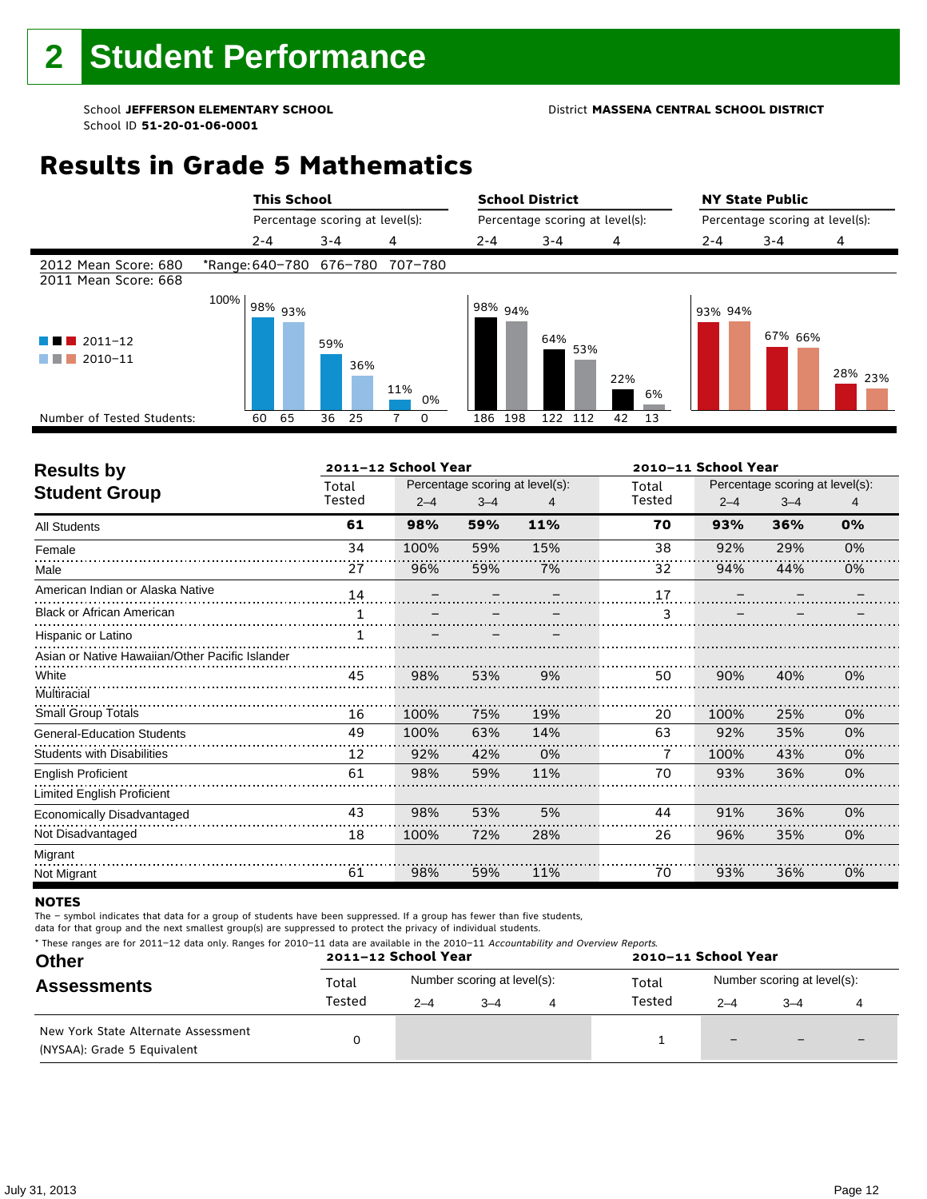# 2 Student Performance

School **JEFFERSON ELEMENTARY SCHOOL**
School ID **51-20-01-06-0001**

District **MASSENA CENTRAL SCHOOL DISTRICT**

## Results in Grade 5 Mathematics

| | This School | | | School District | | | NY State Public | | |
|---|---|---|---|---|---|---|---|---|---|
| | Percentage scoring at level(s): | | | Percentage scoring at level(s): | | | Percentage scoring at level(s): | | |
| | 2-4 | 3-4 | 4 | 2-4 | 3-4 | 4 | 2-4 | 3-4 | 4 |
| 2012 Mean Score: 680 / *Range: | 640–780 | 676–780 | 707–780 | | | | | | |
| 2011 Mean Score: 668 | | | | | | | | | |
| 2011–12 | 98% | 59% | 11% | 98% | 64% | 22% | 93% | 67% | 28% |
| 2010–11 | 93% | 36% | 0% | 94% | 53% | 6% | 94% | 66% | 23% |
| Number of Tested Students: 2011–12 | 60 | 36 | 7 | 186 | 122 | 42 | | | |
| Number of Tested Students: 2010–11 | 65 | 25 | 0 | 198 | 112 | 13 | | | |

| Results by Student Group | 2011–12 School Year Total Tested | Percentage scoring at level(s): 2–4 | 3–4 | 4 | 2010–11 School Year Total Tested | Percentage scoring at level(s): 2–4 | 3–4 | 4 |
|---|---|---|---|---|---|---|---|---|
| **All Students** | **61** | **98%** | **59%** | **11%** | **70** | **93%** | **36%** | **0%** |
| Female | 34 | 100% | 59% | 15% | 38 | 92% | 29% | 0% |
| Male | 27 | 96% | 59% | 7% | 32 | 94% | 44% | 0% |
| American Indian or Alaska Native | 14 | – | – | – | 17 | – | – | – |
| Black or African American | 1 | – | – | – | 3 | – | – | – |
| Hispanic or Latino | 1 | – | – | – | | | | |
| Asian or Native Hawaiian/Other Pacific Islander | | | | | | | | |
| White | 45 | 98% | 53% | 9% | 50 | 90% | 40% | 0% |
| Multiracial | | | | | | | | |
| Small Group Totals | 16 | 100% | 75% | 19% | 20 | 100% | 25% | 0% |
| General-Education Students | 49 | 100% | 63% | 14% | 63 | 92% | 35% | 0% |
| Students with Disabilities | 12 | 92% | 42% | 0% | 7 | 100% | 43% | 0% |
| English Proficient | 61 | 98% | 59% | 11% | 70 | 93% | 36% | 0% |
| Limited English Proficient | | | | | | | | |
| Economically Disadvantaged | 43 | 98% | 53% | 5% | 44 | 91% | 36% | 0% |
| Not Disadvantaged | 18 | 100% | 72% | 28% | 26 | 96% | 35% | 0% |
| Migrant | | | | | | | | |
| Not Migrant | 61 | 98% | 59% | 11% | 70 | 93% | 36% | 0% |

**NOTES**

The – symbol indicates that data for a group of students have been suppressed. If a group has fewer than five students, data for that group and the next smallest group(s) are suppressed to protect the privacy of individual students.

\* These ranges are for 2011–12 data only. Ranges for 2010–11 data are available in the 2010–11 *Accountability and Overview Reports*.

| Other Assessments | 2011–12 School Year Total Tested | Number scoring at level(s): 2–4 | 3–4 | 4 | 2010–11 School Year Total Tested | Number scoring at level(s): 2–4 | 3–4 | 4 |
|---|---|---|---|---|---|---|---|---|
| New York State Alternate Assessment (NYSAA): Grade 5 Equivalent | 0 | | | | 1 | – | – | – |

July 31, 2013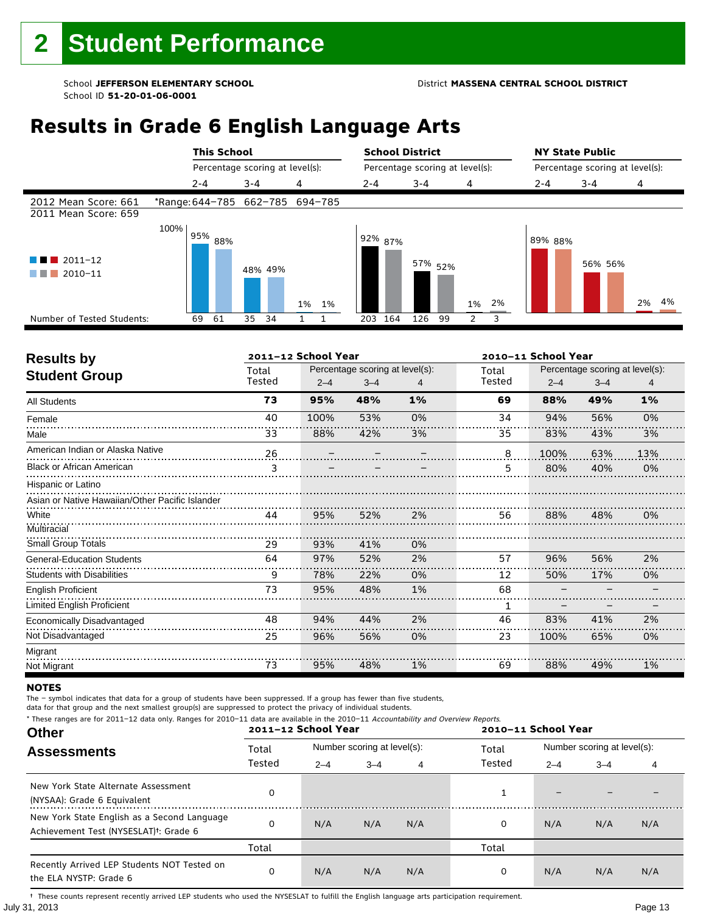# 2 Student Performance

School **JEFFERSON ELEMENTARY SCHOOL** District **MASSENA CENTRAL SCHOOL DISTRICT**
School ID **51-20-01-06-0001**

## Results in Grade 6 English Language Arts

| | This School | | | School District | | | NY State Public | | |
|---|---|---|---|---|---|---|---|---|---|
| | Percentage scoring at level(s): | | | Percentage scoring at level(s): | | | Percentage scoring at level(s): | | |
| | 2-4 | 3-4 | 4 | 2-4 | 3-4 | 4 | 2-4 | 3-4 | 4 |
| 2012 Mean Score: 661 / 2011 Mean Score: 659 | *Range: 644–785 | 662–785 | 694–785 | | | | | | |
| 2011–12 | 95% | 48% | 1% | 92% | 57% | 1% | 89% | 56% | 2% |
| 2010–11 | 88% | 49% | 1% | 87% | 52% | 2% | 88% | 56% | 4% |
| Number of Tested Students: 2011–12 | 69 | 35 | 1 | 203 | 126 | 2 | | | |
| Number of Tested Students: 2010–11 | 61 | 34 | 1 | 164 | 99 | 3 | | | |

## Results by Student Group

| | 2011–12 School Year | | | | 2010–11 School Year | | | |
|---|---|---|---|---|---|---|---|---|
| | Total Tested | Percentage scoring at level(s): 2–4 | 3–4 | 4 | Total Tested | Percentage scoring at level(s): 2–4 | 3–4 | 4 |
| **All Students** | **73** | **95%** | **48%** | **1%** | **69** | **88%** | **49%** | **1%** |
| Female | 40 | 100% | 53% | 0% | 34 | 94% | 56% | 0% |
| Male | 33 | 88% | 42% | 3% | 35 | 83% | 43% | 3% |
| American Indian or Alaska Native | 26 | – | – | – | 8 | 100% | 63% | 13% |
| Black or African American | 3 | – | – | – | 5 | 80% | 40% | 0% |
| Hispanic or Latino | | | | | | | | |
| Asian or Native Hawaiian/Other Pacific Islander | | | | | | | | |
| White | 44 | 95% | 52% | 2% | 56 | 88% | 48% | 0% |
| Multiracial | | | | | | | | |
| Small Group Totals | 29 | 93% | 41% | 0% | | | | |
| General-Education Students | 64 | 97% | 52% | 2% | 57 | 96% | 56% | 2% |
| Students with Disabilities | 9 | 78% | 22% | 0% | 12 | 50% | 17% | 0% |
| English Proficient | 73 | 95% | 48% | 1% | 68 | – | – | – |
| Limited English Proficient | | | | | 1 | – | – | – |
| Economically Disadvantaged | 48 | 94% | 44% | 2% | 46 | 83% | 41% | 2% |
| Not Disadvantaged | 25 | 96% | 56% | 0% | 23 | 100% | 65% | 0% |
| Migrant | | | | | | | | |
| Not Migrant | 73 | 95% | 48% | 1% | 69 | 88% | 49% | 1% |

### NOTES

The – symbol indicates that data for a group of students have been suppressed. If a group has fewer than five students, data for that group and the next smallest group(s) are suppressed to protect the privacy of individual students.

* These ranges are for 2011–12 data only. Ranges for 2010–11 data are available in the 2010–11 *Accountability and Overview Reports*.

## Other Assessments

| | 2011–12 School Year | | | | 2010–11 School Year | | | |
|---|---|---|---|---|---|---|---|---|
| | Total Tested | Number scoring at level(s): 2–4 | 3–4 | 4 | Total Tested | Number scoring at level(s): 2–4 | 3–4 | 4 |
| New York State Alternate Assessment (NYSAA): Grade 6 Equivalent | 0 | | | | 1 | – | – | – |
| New York State English as a Second Language Achievement Test (NYSESLAT)†: Grade 6 | 0 | N/A | N/A | N/A | 0 | N/A | N/A | N/A |
| | Total | | | | Total | | | |
| Recently Arrived LEP Students NOT Tested on the ELA NYSTP: Grade 6 | 0 | N/A | N/A | N/A | 0 | N/A | N/A | N/A |

† These counts represent recently arrived LEP students who used the NYSESLAT to fulfill the English language arts participation requirement.

July 31, 2013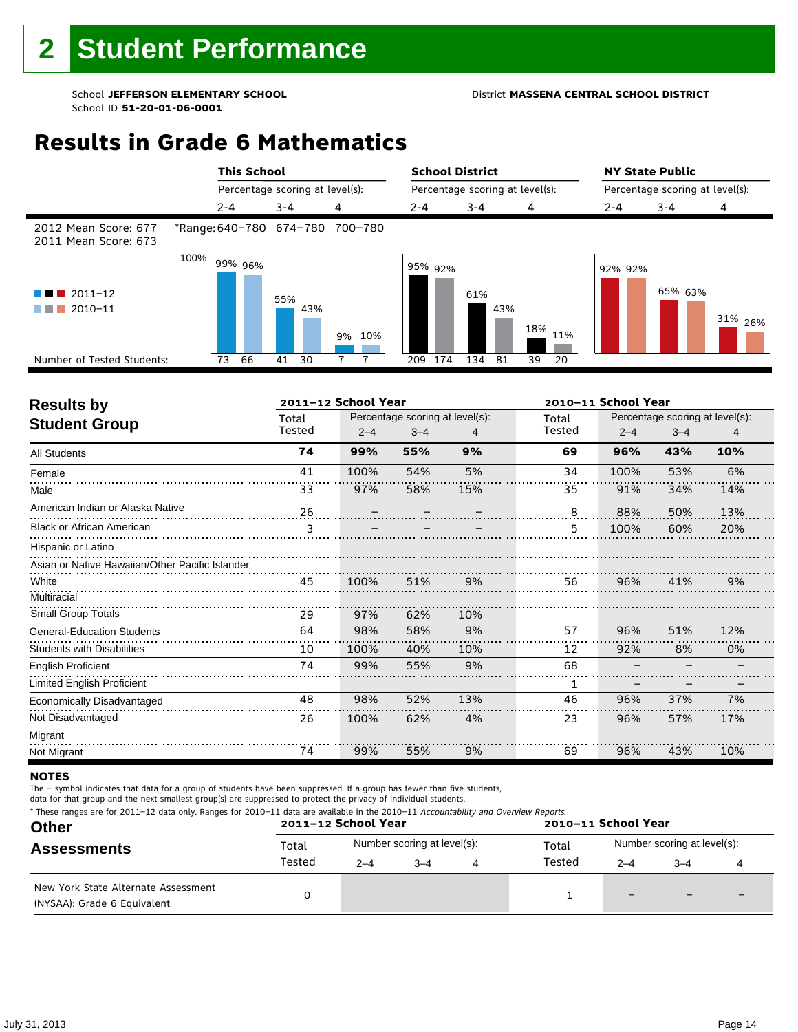# 2 Student Performance

School **JEFFERSON ELEMENTARY SCHOOL**
School ID **51-20-01-06-0001**

District **MASSENA CENTRAL SCHOOL DISTRICT**

## Results in Grade 6 Mathematics

2012 Mean Score: 677
2011 Mean Score: 673

*Range: 640–780 | 674–780 | 700–780

| | This School 2-4 | This School 3-4 | This School 4 | School District 2-4 | School District 3-4 | School District 4 | NY State Public 2-4 | NY State Public 3-4 | NY State Public 4 |
|---|---|---|---|---|---|---|---|---|---|
| 2011–12 | 99% | 55% | 9% | 95% | 61% | 18% | 92% | 65% | 31% |
| 2010–11 | 96% | 43% | 10% | 92% | 43% | 11% | 92% | 63% | 26% |
| Number of Tested Students (2011–12) | 73 | 41 | 7 | 209 | 134 | 39 | | | |
| Number of Tested Students (2010–11) | 66 | 30 | 7 | 174 | 81 | 20 | | | |

## Results by Student Group

| | 2011–12 Total Tested | 2011–12 2–4 | 2011–12 3–4 | 2011–12 4 | 2010–11 Total Tested | 2010–11 2–4 | 2010–11 3–4 | 2010–11 4 |
|---|---|---|---|---|---|---|---|---|
| **All Students** | **74** | **99%** | **55%** | **9%** | **69** | **96%** | **43%** | **10%** |
| Female | 41 | 100% | 54% | 5% | 34 | 100% | 53% | 6% |
| Male | 33 | 97% | 58% | 15% | 35 | 91% | 34% | 14% |
| American Indian or Alaska Native | 26 | – | – | – | 8 | 88% | 50% | 13% |
| Black or African American | 3 | – | – | – | 5 | 100% | 60% | 20% |
| Hispanic or Latino | | | | | | | | |
| Asian or Native Hawaiian/Other Pacific Islander | | | | | | | | |
| White | 45 | 100% | 51% | 9% | 56 | 96% | 41% | 9% |
| Multiracial | | | | | | | | |
| Small Group Totals | 29 | 97% | 62% | 10% | | | | |
| General-Education Students | 64 | 98% | 58% | 9% | 57 | 96% | 51% | 12% |
| Students with Disabilities | 10 | 100% | 40% | 10% | 12 | 92% | 8% | 0% |
| English Proficient | 74 | 99% | 55% | 9% | 68 | – | – | – |
| Limited English Proficient | | | | | 1 | – | – | – |
| Economically Disadvantaged | 48 | 98% | 52% | 13% | 46 | 96% | 37% | 7% |
| Not Disadvantaged | 26 | 100% | 62% | 4% | 23 | 96% | 57% | 17% |
| Migrant | | | | | | | | |
| Not Migrant | 74 | 99% | 55% | 9% | 69 | 96% | 43% | 10% |

### NOTES

The – symbol indicates that data for a group of students have been suppressed. If a group has fewer than five students, data for that group and the next smallest group(s) are suppressed to protect the privacy of individual students.

* These ranges are for 2011–12 data only. Ranges for 2010–11 data are available in the 2010–11 *Accountability and Overview Reports.*

## Other Assessments

| | 2011–12 Total Tested | 2011–12 2–4 | 2011–12 3–4 | 2011–12 4 | 2010–11 Total Tested | 2010–11 2–4 | 2010–11 3–4 | 2010–11 4 |
|---|---|---|---|---|---|---|---|---|
| New York State Alternate Assessment (NYSAA): Grade 6 Equivalent | 0 | | | | 1 | – | – | – |

July 31, 2013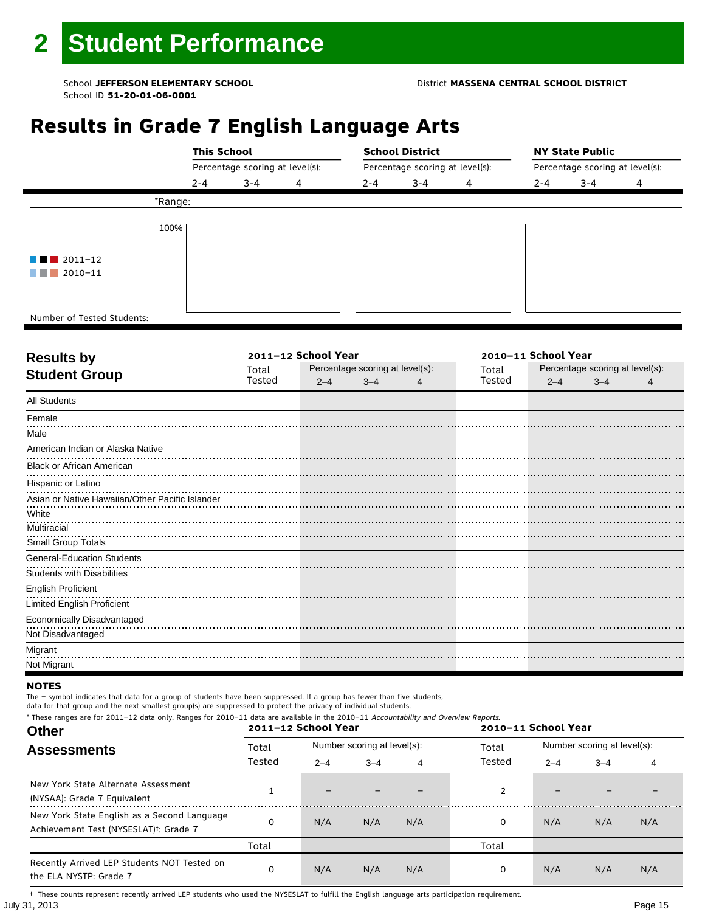# 2 Student Performance

School **JEFFERSON ELEMENTARY SCHOOL**
School ID **51-20-01-06-0001**

District **MASSENA CENTRAL SCHOOL DISTRICT**

## Results in Grade 7 English Language Arts

| | This School | | | School District | | | NY State Public | | |
|---|---|---|---|---|---|---|---|---|---|
| | Percentage scoring at level(s): | | | Percentage scoring at level(s): | | | Percentage scoring at level(s): | | |
| | 2-4 | 3-4 | 4 | 2-4 | 3-4 | 4 | 2-4 | 3-4 | 4 |
| *Range: | | | | | | | | | |
| Number of Tested Students: | | | | | | | | | |

100%

2011–12
2010–11

| Results by Student Group | 2011–12 School Year | | | | 2010–11 School Year | | | |
|---|---|---|---|---|---|---|---|---|
| | Total Tested | Percentage scoring at level(s): | | | Total Tested | Percentage scoring at level(s): | | |
| | | 2–4 | 3–4 | 4 | | 2–4 | 3–4 | 4 |
| All Students | | | | | | | | |
| Female | | | | | | | | |
| Male | | | | | | | | |
| American Indian or Alaska Native | | | | | | | | |
| Black or African American | | | | | | | | |
| Hispanic or Latino | | | | | | | | |
| Asian or Native Hawaiian/Other Pacific Islander | | | | | | | | |
| White | | | | | | | | |
| Multiracial | | | | | | | | |
| Small Group Totals | | | | | | | | |
| General-Education Students | | | | | | | | |
| Students with Disabilities | | | | | | | | |
| English Proficient | | | | | | | | |
| Limited English Proficient | | | | | | | | |
| Economically Disadvantaged | | | | | | | | |
| Not Disadvantaged | | | | | | | | |
| Migrant | | | | | | | | |
| Not Migrant | | | | | | | | |

**NOTES**

The – symbol indicates that data for a group of students have been suppressed. If a group has fewer than five students, data for that group and the next smallest group(s) are suppressed to protect the privacy of individual students.

* These ranges are for 2011–12 data only. Ranges for 2010–11 data are available in the 2010–11 *Accountability and Overview Reports.*

| Other Assessments | 2011–12 School Year | | | | 2010–11 School Year | | | |
|---|---|---|---|---|---|---|---|---|
| | Total Tested | Number scoring at level(s): | | | Total Tested | Number scoring at level(s): | | |
| | | 2–4 | 3–4 | 4 | | 2–4 | 3–4 | 4 |
| New York State Alternate Assessment (NYSAA): Grade 7 Equivalent | 1 | – | – | – | 2 | – | – | – |
| New York State English as a Second Language Achievement Test (NYSESLAT)†: Grade 7 | 0 | N/A | N/A | N/A | 0 | N/A | N/A | N/A |
| | Total | | | | Total | | | |
| Recently Arrived LEP Students NOT Tested on the ELA NYSTP: Grade 7 | 0 | N/A | N/A | N/A | 0 | N/A | N/A | N/A |

† These counts represent recently arrived LEP students who used the NYSESLAT to fulfill the English language arts participation requirement.

July 31, 2013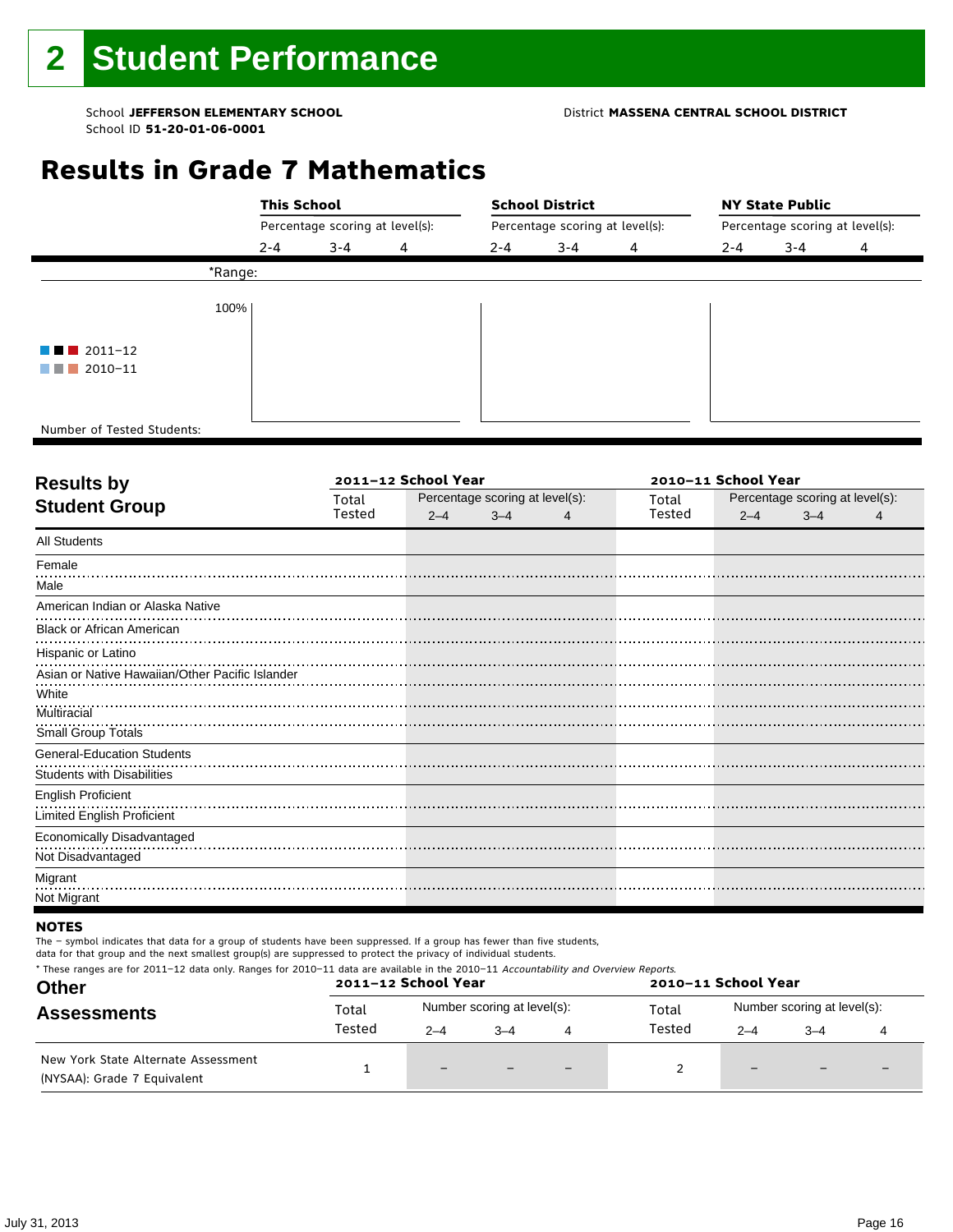# 2 Student Performance

School **JEFFERSON ELEMENTARY SCHOOL** District **MASSENA CENTRAL SCHOOL DISTRICT**
School ID **51-20-01-06-0001**

## Results in Grade 7 Mathematics

| | This School | | | School District | | | NY State Public | | |
|---|---|---|---|---|---|---|---|---|---|
| | Percentage scoring at level(s): | | | Percentage scoring at level(s): | | | Percentage scoring at level(s): | | |
| | 2-4 | 3-4 | 4 | 2-4 | 3-4 | 4 | 2-4 | 3-4 | 4 |
| *Range: | | | | | | | | | |

100%

2011–12
2010–11

Number of Tested Students:

| Results by Student Group | 2011–12 School Year | | | | 2010–11 School Year | | | |
|---|---|---|---|---|---|---|---|---|
| | Total Tested | Percentage scoring at level(s): | | | Total Tested | Percentage scoring at level(s): | | |
| | | 2–4 | 3–4 | 4 | | 2–4 | 3–4 | 4 |
| All Students | | | | | | | | |
| Female | | | | | | | | |
| Male | | | | | | | | |
| American Indian or Alaska Native | | | | | | | | |
| Black or African American | | | | | | | | |
| Hispanic or Latino | | | | | | | | |
| Asian or Native Hawaiian/Other Pacific Islander | | | | | | | | |
| White | | | | | | | | |
| Multiracial | | | | | | | | |
| Small Group Totals | | | | | | | | |
| General-Education Students | | | | | | | | |
| Students with Disabilities | | | | | | | | |
| English Proficient | | | | | | | | |
| Limited English Proficient | | | | | | | | |
| Economically Disadvantaged | | | | | | | | |
| Not Disadvantaged | | | | | | | | |
| Migrant | | | | | | | | |
| Not Migrant | | | | | | | | |

**NOTES**

The – symbol indicates that data for a group of students have been suppressed. If a group has fewer than five students, data for that group and the next smallest group(s) are suppressed to protect the privacy of individual students.

* These ranges are for 2011–12 data only. Ranges for 2010–11 data are available in the 2010–11 *Accountability and Overview Reports*.

| Other Assessments | 2011–12 School Year | | | | 2010–11 School Year | | | |
|---|---|---|---|---|---|---|---|---|
| | Total Tested | Number scoring at level(s): | | | Total Tested | Number scoring at level(s): | | |
| | | 2–4 | 3–4 | 4 | | 2–4 | 3–4 | 4 |
| New York State Alternate Assessment (NYSAA): Grade 7 Equivalent | 1 | – | – | – | 2 | – | – | – |

July 31, 2013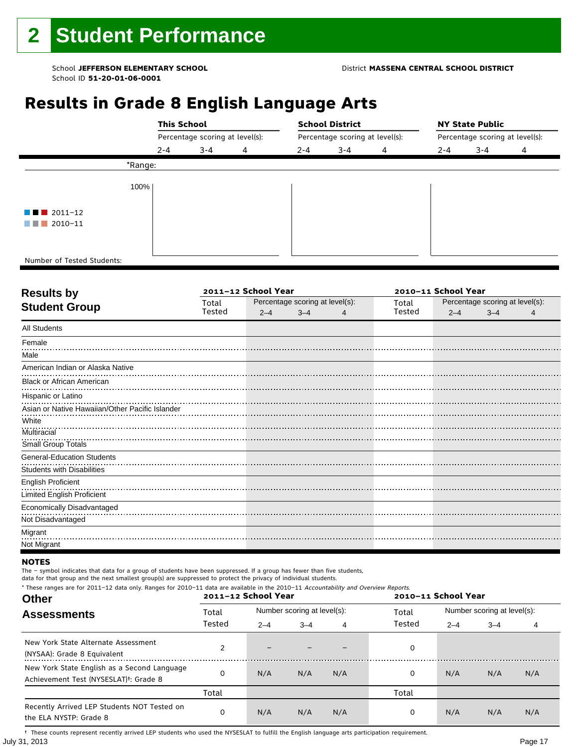# 2 Student Performance

School **JEFFERSON ELEMENTARY SCHOOL**
School ID **51-20-01-06-0001**

District **MASSENA CENTRAL SCHOOL DISTRICT**

## Results in Grade 8 English Language Arts

| | This School | | | School District | | | NY State Public | | |
|---|---|---|---|---|---|---|---|---|---|
| | Percentage scoring at level(s): | | | Percentage scoring at level(s): | | | Percentage scoring at level(s): | | |
| | 2-4 | 3-4 | 4 | 2-4 | 3-4 | 4 | 2-4 | 3-4 | 4 |
| *Range: | | | | | | | | | |
| Number of Tested Students: | | | | | | | | | |

2011–12
2010–11

100%

### Results by Student Group

| Results by Student Group | 2011–12 School Year Total Tested | Percentage scoring at level(s): 2–4 | 3–4 | 4 | 2010–11 School Year Total Tested | Percentage scoring at level(s): 2–4 | 3–4 | 4 |
|---|---|---|---|---|---|---|---|---|
| All Students | | | | | | | | |
| Female | | | | | | | | |
| Male | | | | | | | | |
| American Indian or Alaska Native | | | | | | | | |
| Black or African American | | | | | | | | |
| Hispanic or Latino | | | | | | | | |
| Asian or Native Hawaiian/Other Pacific Islander | | | | | | | | |
| White | | | | | | | | |
| Multiracial | | | | | | | | |
| Small Group Totals | | | | | | | | |
| General-Education Students | | | | | | | | |
| Students with Disabilities | | | | | | | | |
| English Proficient | | | | | | | | |
| Limited English Proficient | | | | | | | | |
| Economically Disadvantaged | | | | | | | | |
| Not Disadvantaged | | | | | | | | |
| Migrant | | | | | | | | |
| Not Migrant | | | | | | | | |

**NOTES**

The – symbol indicates that data for a group of students have been suppressed. If a group has fewer than five students, data for that group and the next smallest group(s) are suppressed to protect the privacy of individual students.

\* These ranges are for 2011–12 data only. Ranges for 2010–11 data are available in the 2010–11 *Accountability and Overview Reports*.

### Other Assessments

| Other Assessments | 2011–12 School Year Total Tested | Number scoring at level(s): 2–4 | 3–4 | 4 | 2010–11 School Year Total Tested | Number scoring at level(s): 2–4 | 3–4 | 4 |
|---|---|---|---|---|---|---|---|---|
| New York State Alternate Assessment (NYSAA): Grade 8 Equivalent | 2 | – | – | – | 0 | | | |
| New York State English as a Second Language Achievement Test (NYSESLAT)†: Grade 8 | 0 | N/A | N/A | N/A | 0 | N/A | N/A | N/A |
| | Total | | | | Total | | | |
| Recently Arrived LEP Students NOT Tested on the ELA NYSTP: Grade 8 | 0 | N/A | N/A | N/A | 0 | N/A | N/A | N/A |

† These counts represent recently arrived LEP students who used the NYSESLAT to fulfill the English language arts participation requirement.

July 31, 2013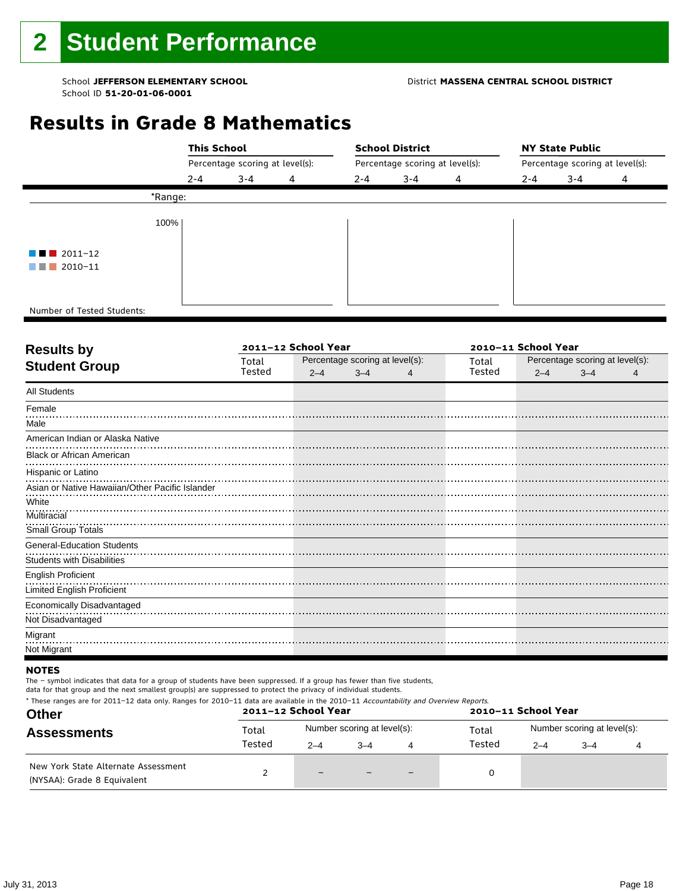# 2 Student Performance

School **JEFFERSON ELEMENTARY SCHOOL** District **MASSENA CENTRAL SCHOOL DISTRICT**
School ID **51-20-01-06-0001**

## Results in Grade 8 Mathematics

| | This School | | | School District | | | NY State Public | | |
|---|---|---|---|---|---|---|---|---|---|
| | Percentage scoring at level(s): | | | Percentage scoring at level(s): | | | Percentage scoring at level(s): | | |
| | 2-4 | 3-4 | 4 | 2-4 | 3-4 | 4 | 2-4 | 3-4 | 4 |
| *Range: | | | | | | | | | |
| 100% | | | | | | | | | |
| 2011–12 | | | | | | | | | |
| 2010–11 | | | | | | | | | |
| Number of Tested Students: | | | | | | | | | |

## Results by Student Group

| Student Group | 2011–12 School Year Total Tested | Percentage scoring at level(s): 2–4 | 3–4 | 4 | 2010–11 School Year Total Tested | Percentage scoring at level(s): 2–4 | 3–4 | 4 |
|---|---|---|---|---|---|---|---|---|
| All Students | | | | | | | | |
| Female | | | | | | | | |
| Male | | | | | | | | |
| American Indian or Alaska Native | | | | | | | | |
| Black or African American | | | | | | | | |
| Hispanic or Latino | | | | | | | | |
| Asian or Native Hawaiian/Other Pacific Islander | | | | | | | | |
| White | | | | | | | | |
| Multiracial | | | | | | | | |
| Small Group Totals | | | | | | | | |
| General-Education Students | | | | | | | | |
| Students with Disabilities | | | | | | | | |
| English Proficient | | | | | | | | |
| Limited English Proficient | | | | | | | | |
| Economically Disadvantaged | | | | | | | | |
| Not Disadvantaged | | | | | | | | |
| Migrant | | | | | | | | |
| Not Migrant | | | | | | | | |

**NOTES**

The – symbol indicates that data for a group of students have been suppressed. If a group has fewer than five students, data for that group and the next smallest group(s) are suppressed to protect the privacy of individual students.

* These ranges are for 2011–12 data only. Ranges for 2010–11 data are available in the 2010–11 *Accountability and Overview Reports*.

## Other Assessments

| Assessment | 2011–12 School Year Total Tested | Number scoring at level(s): 2–4 | 3–4 | 4 | 2010–11 School Year Total Tested | Number scoring at level(s): 2–4 | 3–4 | 4 |
|---|---|---|---|---|---|---|---|---|
| New York State Alternate Assessment (NYSAA): Grade 8 Equivalent | 2 | – | – | – | 0 | | | |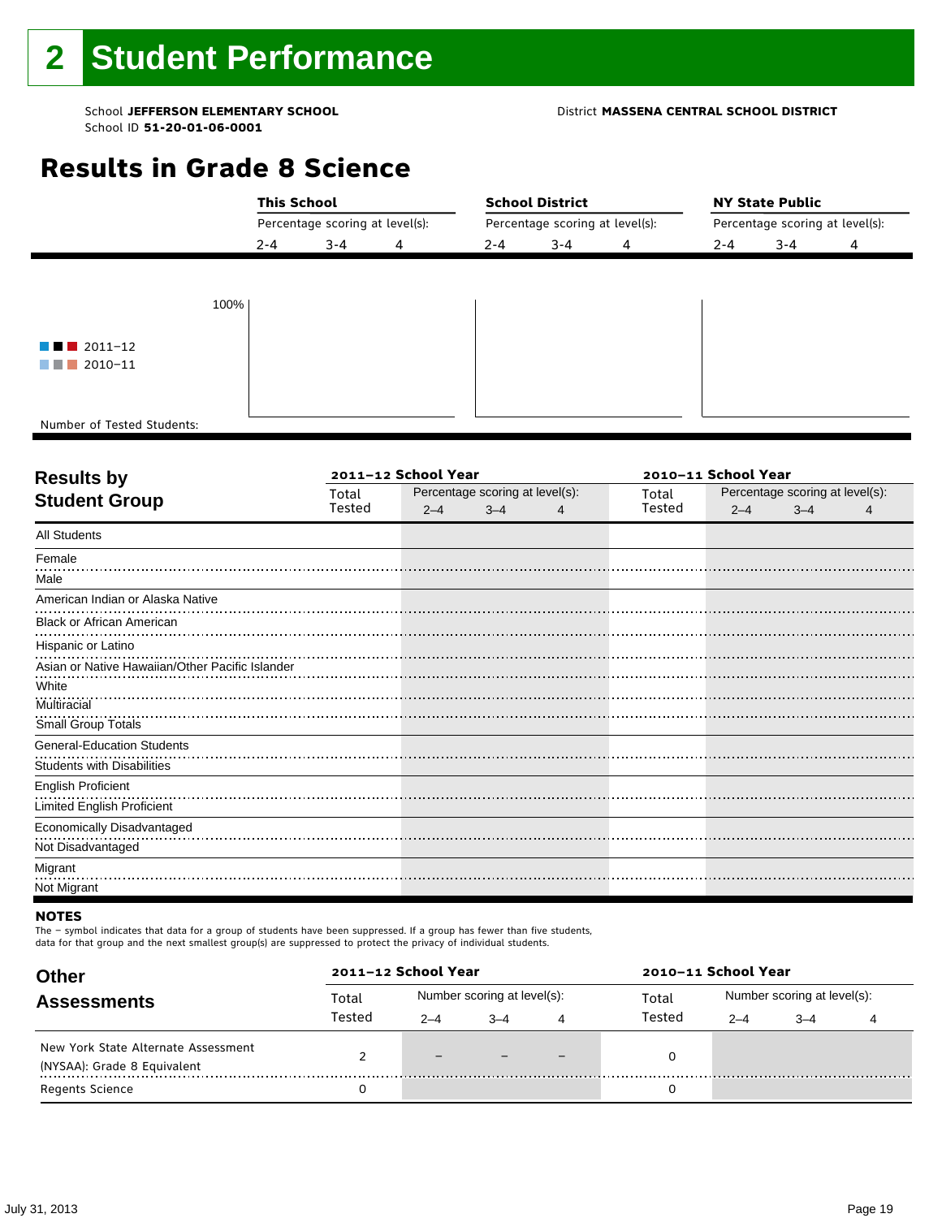# 2 Student Performance

School **JEFFERSON ELEMENTARY SCHOOL**
School ID **51-20-01-06-0001**

District **MASSENA CENTRAL SCHOOL DISTRICT**

## Results in Grade 8 Science

| | This School | | | School District | | | NY State Public | | |
|---|---|---|---|---|---|---|---|---|---|
| | Percentage scoring at level(s): | | | Percentage scoring at level(s): | | | Percentage scoring at level(s): | | |
| | 2-4 | 3-4 | 4 | 2-4 | 3-4 | 4 | 2-4 | 3-4 | 4 |
| Number of Tested Students: | | | | | | | | | |

100%

2011–12
2010–11

| Results by Student Group | 2011–12 School Year | | | | 2010–11 School Year | | | |
|---|---|---|---|---|---|---|---|---|
| | Total Tested | Percentage scoring at level(s): | | | Total Tested | Percentage scoring at level(s): | | |
| | | 2–4 | 3–4 | 4 | | 2–4 | 3–4 | 4 |
| All Students | | | | | | | | |
| Female | | | | | | | | |
| Male | | | | | | | | |
| American Indian or Alaska Native | | | | | | | | |
| Black or African American | | | | | | | | |
| Hispanic or Latino | | | | | | | | |
| Asian or Native Hawaiian/Other Pacific Islander | | | | | | | | |
| White | | | | | | | | |
| Multiracial | | | | | | | | |
| Small Group Totals | | | | | | | | |
| General-Education Students | | | | | | | | |
| Students with Disabilities | | | | | | | | |
| English Proficient | | | | | | | | |
| Limited English Proficient | | | | | | | | |
| Economically Disadvantaged | | | | | | | | |
| Not Disadvantaged | | | | | | | | |
| Migrant | | | | | | | | |
| Not Migrant | | | | | | | | |

**NOTES**
The – symbol indicates that data for a group of students have been suppressed. If a group has fewer than five students, data for that group and the next smallest group(s) are suppressed to protect the privacy of individual students.

| Other Assessments | 2011–12 School Year | | | | 2010–11 School Year | | | |
|---|---|---|---|---|---|---|---|---|
| | Total Tested | Number scoring at level(s): | | | Total Tested | Number scoring at level(s): | | |
| | | 2–4 | 3–4 | 4 | | 2–4 | 3–4 | 4 |
| New York State Alternate Assessment (NYSAA): Grade 8 Equivalent | 2 | – | – | – | 0 | | | |
| Regents Science | 0 | | | | 0 | | | |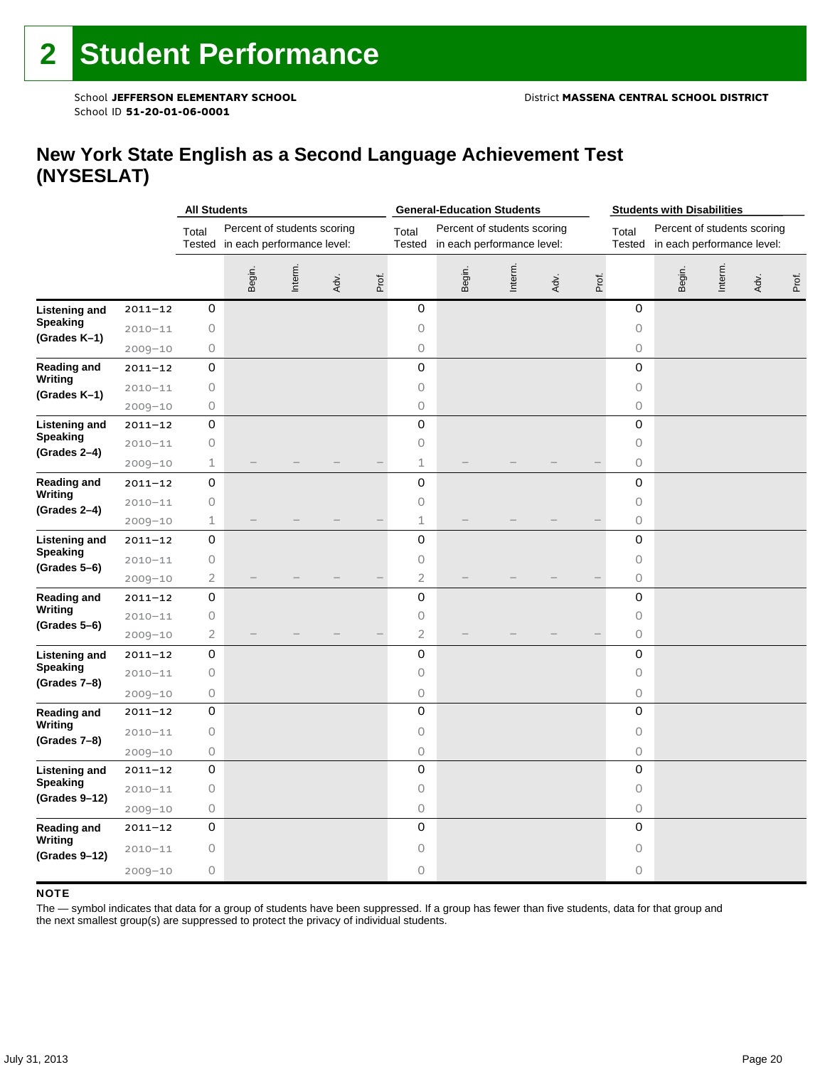# 2 Student Performance

School **JEFFERSON ELEMENTARY SCHOOL**
School ID **51-20-01-06-0001**

District **MASSENA CENTRAL SCHOOL DISTRICT**

## New York State English as a Second Language Achievement Test (NYSESLAT)

| | | All Students | | | | | General-Education Students | | | | | Students with Disabilities | | | | |
|---|---|---|---|---|---|---|---|---|---|---|---|---|---|---|---|---|
| | | Total Tested | Percent of students scoring in each performance level: | | | | Total Tested | Percent of students scoring in each performance level: | | | | Total Tested | Percent of students scoring in each performance level: | | | |
| | | | Begin. | Interm. | Adv. | Prof. | | Begin. | Interm. | Adv. | Prof. | | Begin. | Interm. | Adv. | Prof. |
| **Listening and Speaking (Grades K–1)** | 2011–12 | 0 | | | | | 0 | | | | | 0 | | | | |
| | 2010–11 | 0 | | | | | 0 | | | | | 0 | | | | |
| | 2009–10 | 0 | | | | | 0 | | | | | 0 | | | | |
| **Reading and Writing (Grades K–1)** | 2011–12 | 0 | | | | | 0 | | | | | 0 | | | | |
| | 2010–11 | 0 | | | | | 0 | | | | | 0 | | | | |
| | 2009–10 | 0 | | | | | 0 | | | | | 0 | | | | |
| **Listening and Speaking (Grades 2–4)** | 2011–12 | 0 | | | | | 0 | | | | | 0 | | | | |
| | 2010–11 | 0 | | | | | 0 | | | | | 0 | | | | |
| | 2009–10 | 1 | — | — | — | — | 1 | — | — | — | — | 0 | | | | |
| **Reading and Writing (Grades 2–4)** | 2011–12 | 0 | | | | | 0 | | | | | 0 | | | | |
| | 2010–11 | 0 | | | | | 0 | | | | | 0 | | | | |
| | 2009–10 | 1 | — | — | — | — | 1 | — | — | — | — | 0 | | | | |
| **Listening and Speaking (Grades 5–6)** | 2011–12 | 0 | | | | | 0 | | | | | 0 | | | | |
| | 2010–11 | 0 | | | | | 0 | | | | | 0 | | | | |
| | 2009–10 | 2 | — | — | — | — | 2 | — | — | — | — | 0 | | | | |
| **Reading and Writing (Grades 5–6)** | 2011–12 | 0 | | | | | 0 | | | | | 0 | | | | |
| | 2010–11 | 0 | | | | | 0 | | | | | 0 | | | | |
| | 2009–10 | 2 | — | — | — | — | 2 | — | — | — | — | 0 | | | | |
| **Listening and Speaking (Grades 7–8)** | 2011–12 | 0 | | | | | 0 | | | | | 0 | | | | |
| | 2010–11 | 0 | | | | | 0 | | | | | 0 | | | | |
| | 2009–10 | 0 | | | | | 0 | | | | | 0 | | | | |
| **Reading and Writing (Grades 7–8)** | 2011–12 | 0 | | | | | 0 | | | | | 0 | | | | |
| | 2010–11 | 0 | | | | | 0 | | | | | 0 | | | | |
| | 2009–10 | 0 | | | | | 0 | | | | | 0 | | | | |
| **Listening and Speaking (Grades 9–12)** | 2011–12 | 0 | | | | | 0 | | | | | 0 | | | | |
| | 2010–11 | 0 | | | | | 0 | | | | | 0 | | | | |
| | 2009–10 | 0 | | | | | 0 | | | | | 0 | | | | |
| **Reading and Writing (Grades 9–12)** | 2011–12 | 0 | | | | | 0 | | | | | 0 | | | | |
| | 2010–11 | 0 | | | | | 0 | | | | | 0 | | | | |
| | 2009–10 | 0 | | | | | 0 | | | | | 0 | | | | |

**NOTE**

The — symbol indicates that data for a group of students have been suppressed. If a group has fewer than five students, data for that group and the next smallest group(s) are suppressed to protect the privacy of individual students.